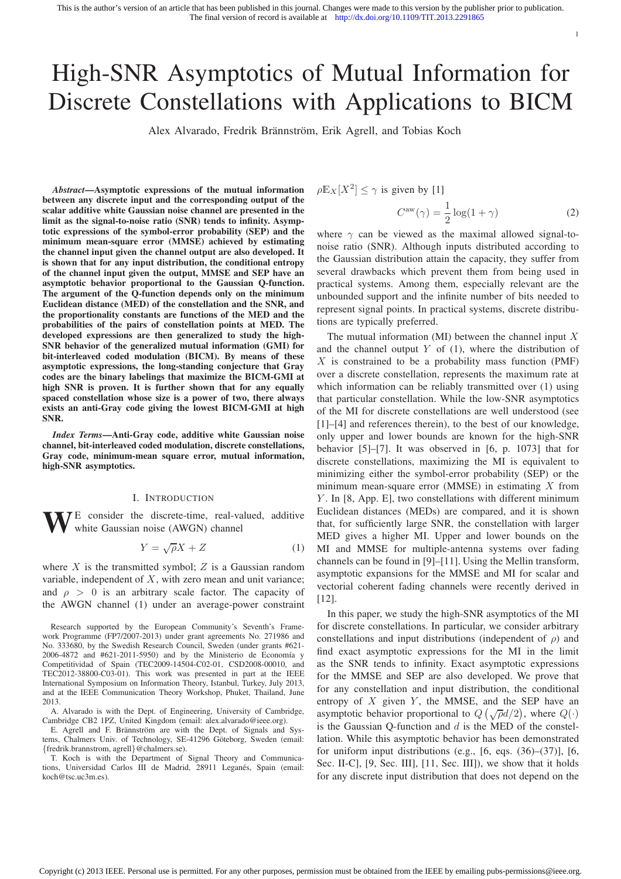This is the author's version of an article that has been published in this journal. Changes were made to this version by the publisher prior to publication.
The final version of record is available at http://dx.doi.org/10.1109/TIT.2013.2291865

# High-SNR Asymptotics of Mutual Information for Discrete Constellations with Applications to BICM

Alex Alvarado, Fredrik Brännström, Erik Agrell, and Tobias Koch

***Abstract*—Asymptotic expressions of the mutual information between any discrete input and the corresponding output of the scalar additive white Gaussian noise channel are presented in the limit as the signal-to-noise ratio (SNR) tends to infinity. Asymptotic expressions of the symbol-error probability (SEP) and the minimum mean-square error (MMSE) achieved by estimating the channel input given the channel output are also developed. It is shown that for any input distribution, the conditional entropy of the channel input given the output, MMSE and SEP have an asymptotic behavior proportional to the Gaussian Q-function. The argument of the Q-function depends only on the minimum Euclidean distance (MED) of the constellation and the SNR, and the proportionality constants are functions of the MED and the probabilities of the pairs of constellation points at MED. The developed expressions are then generalized to study the high-SNR behavior of the generalized mutual information (GMI) for bit-interleaved coded modulation (BICM). By means of these asymptotic expressions, the long-standing conjecture that Gray codes are the binary labelings that maximize the BICM-GMI at high SNR is proven. It is further shown that for any equally spaced constellation whose size is a power of two, there exists an anti-Gray code giving the lowest BICM-GMI at high SNR.**

***Index Terms*—Anti-Gray code, additive white Gaussian noise channel, bit-interleaved coded modulation, discrete constellations, Gray code, minimum-mean square error, mutual information, high-SNR asymptotics.**

## I. Introduction

We consider the discrete-time, real-valued, additive white Gaussian noise (AWGN) channel

$$Y = \sqrt{\rho}X + Z \tag{1}$$

where $X$ is the transmitted symbol; $Z$ is a Gaussian random variable, independent of $X$, with zero mean and unit variance; and $\rho > 0$ is an arbitrary scale factor. The capacity of the AWGN channel (1) under an average-power constraint $\rho\mathbb{E}_X[X^2] \leq \gamma$ is given by [1]

$$C^{\text{aw}}(\gamma) = \frac{1}{2}\log(1+\gamma) \tag{2}$$

where $\gamma$ can be viewed as the maximal allowed signal-to-noise ratio (SNR). Although inputs distributed according to the Gaussian distribution attain the capacity, they suffer from several drawbacks which prevent them from being used in practical systems. Among them, especially relevant are the unbounded support and the infinite number of bits needed to represent signal points. In practical systems, discrete distributions are typically preferred.

The mutual information (MI) between the channel input $X$ and the channel output $Y$ of (1), where the distribution of $X$ is constrained to be a probability mass function (PMF) over a discrete constellation, represents the maximum rate at which information can be reliably transmitted over (1) using that particular constellation. While the low-SNR asymptotics of the MI for discrete constellations are well understood (see [1]–[4] and references therein), to the best of our knowledge, only upper and lower bounds are known for the high-SNR behavior [5]–[7]. It was observed in [6, p. 1073] that for discrete constellations, maximizing the MI is equivalent to minimizing either the symbol-error probability (SEP) or the minimum mean-square error (MMSE) in estimating $X$ from $Y$. In [8, App. E], two constellations with different minimum Euclidean distances (MEDs) are compared, and it is shown that, for sufficiently large SNR, the constellation with larger MED gives a higher MI. Upper and lower bounds on the MI and MMSE for multiple-antenna systems over fading channels can be found in [9]–[11]. Using the Mellin transform, asymptotic expansions for the MMSE and MI for scalar and vectorial coherent fading channels were recently derived in [12].

In this paper, we study the high-SNR asymptotics of the MI for discrete constellations. In particular, we consider arbitrary constellations and input distributions (independent of $\rho$) and find exact asymptotic expressions for the MI in the limit as the SNR tends to infinity. Exact asymptotic expressions for the MMSE and SEP are also developed. We prove that for any constellation and input distribution, the conditional entropy of $X$ given $Y$, the MMSE, and the SEP have an asymptotic behavior proportional to $Q\left(\sqrt{\rho}d/2\right)$, where $Q(\cdot)$ is the Gaussian Q-function and $d$ is the MED of the constellation. While this asymptotic behavior has been demonstrated for uniform input distributions (e.g., [6, eqs. (36)–(37)], [6, Sec. II-C], [9, Sec. III], [11, Sec. III]), we show that it holds for any discrete input distribution that does not depend on the

Research supported by the European Community's Seventh Framework Programme (FP7/2007-2013) under grant agreements No. 271986 and No. 333680, by the Swedish Research Council, Sweden (under grants #621-2006-4872 and #621-2011-5950) and by the Ministerio de Economía y Competitividad of Spain (TEC2009-14504-C02-01, CSD2008-00010, and TEC2012-38800-C03-01). This work was presented in part at the IEEE International Symposium on Information Theory, Istanbul, Turkey, July 2013, and at the IEEE Communication Theory Workshop, Phuket, Thailand, June 2013.

A. Alvarado is with the Dept. of Engineering, University of Cambridge, Cambridge CB2 1PZ, United Kingdom (email: alex.alvarado@ieee.org).

E. Agrell and F. Brännström are with the Dept. of Signals and Systems, Chalmers Univ. of Technology, SE-41296 Göteborg, Sweden (email: {fredrik.brannstrom, agrell}@chalmers.se).

T. Koch is with the Department of Signal Theory and Communications, Universidad Carlos III de Madrid, 28911 Leganés, Spain (email: koch@tsc.uc3m.es).

Copyright (c) 2013 IEEE. Personal use is permitted. For any other purposes, permission must be obtained from the IEEE by emailing pubs-permissions@ieee.org.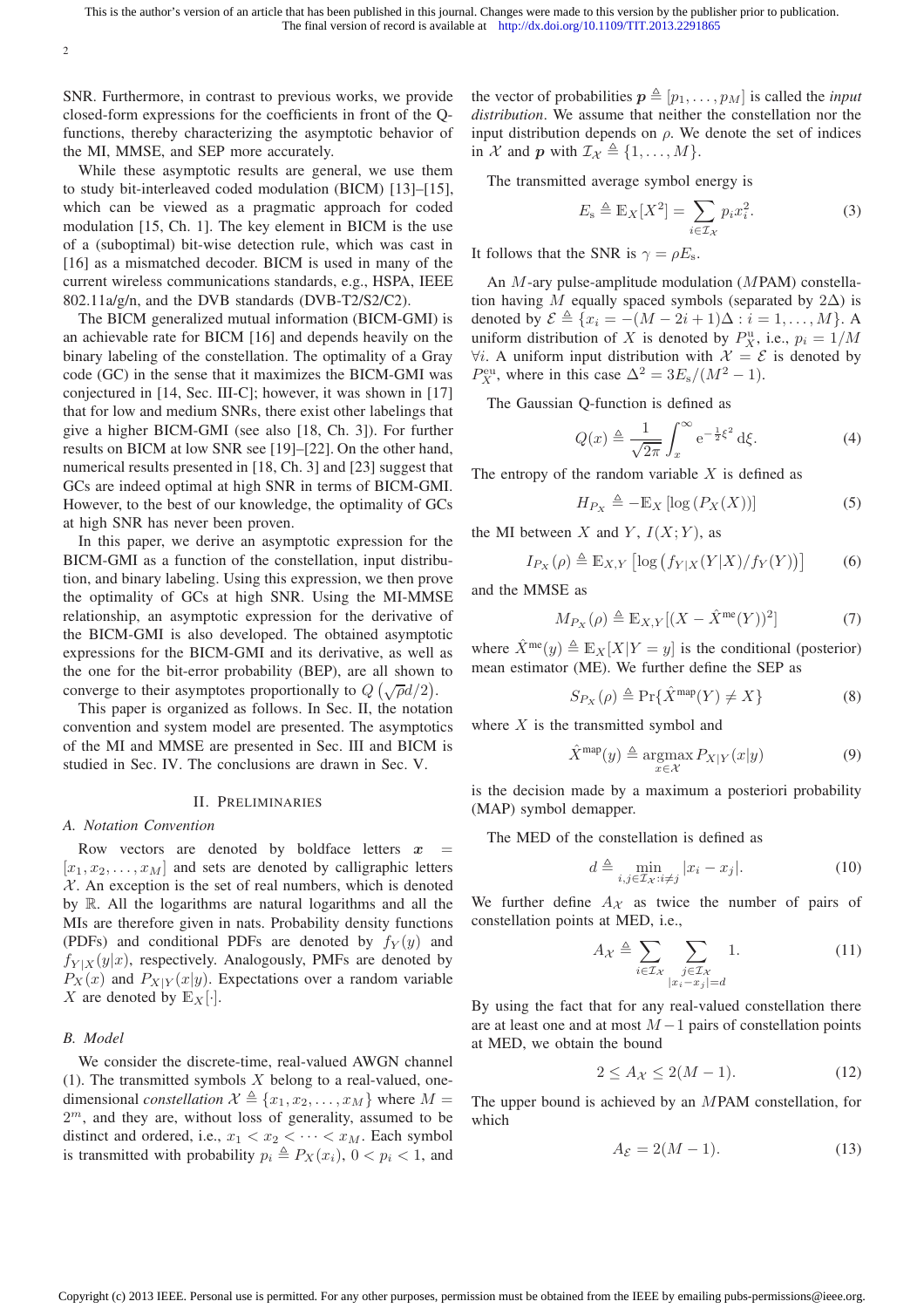SNR. Furthermore, in contrast to previous works, we provide closed-form expressions for the coefficients in front of the Q-functions, thereby characterizing the asymptotic behavior of the MI, MMSE, and SEP more accurately.

While these asymptotic results are general, we use them to study bit-interleaved coded modulation (BICM) [13]–[15], which can be viewed as a pragmatic approach for coded modulation [15, Ch. 1]. The key element in BICM is the use of a (suboptimal) bit-wise detection rule, which was cast in [16] as a mismatched decoder. BICM is used in many of the current wireless communications standards, e.g., HSPA, IEEE 802.11a/g/n, and the DVB standards (DVB-T2/S2/C2).

The BICM generalized mutual information (BICM-GMI) is an achievable rate for BICM [16] and depends heavily on the binary labeling of the constellation. The optimality of a Gray code (GC) in the sense that it maximizes the BICM-GMI was conjectured in [14, Sec. III-C]; however, it was shown in [17] that for low and medium SNRs, there exist other labelings that give a higher BICM-GMI (see also [18, Ch. 3]). For further results on BICM at low SNR see [19]–[22]. On the other hand, numerical results presented in [18, Ch. 3] and [23] suggest that GCs are indeed optimal at high SNR in terms of BICM-GMI. However, to the best of our knowledge, the optimality of GCs at high SNR has never been proven.

In this paper, we derive an asymptotic expression for the BICM-GMI as a function of the constellation, input distribution, and binary labeling. Using this expression, we then prove the optimality of GCs at high SNR. Using the MI-MMSE relationship, an asymptotic expression for the derivative of the BICM-GMI is also developed. The obtained asymptotic expressions for the BICM-GMI and its derivative, as well as the one for the bit-error probability (BEP), are all shown to converge to their asymptotes proportionally to $Q\left(\sqrt{\rho}d/2\right)$.

This paper is organized as follows. In Sec. II, the notation convention and system model are presented. The asymptotics of the MI and MMSE are presented in Sec. III and BICM is studied in Sec. IV. The conclusions are drawn in Sec. V.

## II. Preliminaries

### A. Notation Convention

Row vectors are denoted by boldface letters $\boldsymbol{x} = [x_1, x_2, \dots, x_M]$ and sets are denoted by calligraphic letters $\mathcal{X}$. An exception is the set of real numbers, which is denoted by $\mathbb{R}$. All the logarithms are natural logarithms and all the MIs are therefore given in nats. Probability density functions (PDFs) and conditional PDFs are denoted by $f_Y(y)$ and $f_{Y|X}(y|x)$, respectively. Analogously, PMFs are denoted by $P_X(x)$ and $P_{X|Y}(x|y)$. Expectations over a random variable $X$ are denoted by $\mathbb{E}_X[\cdot]$.

### B. Model

We consider the discrete-time, real-valued AWGN channel (1). The transmitted symbols $X$ belong to a real-valued, one-dimensional *constellation* $\mathcal{X} \triangleq \{x_1, x_2, \dots, x_M\}$ where $M = 2^m$, and they are, without loss of generality, assumed to be distinct and ordered, i.e., $x_1 < x_2 < \cdots < x_M$. Each symbol is transmitted with probability $p_i \triangleq P_X(x_i)$, $0 < p_i < 1$, and the vector of probabilities $\boldsymbol{p} \triangleq [p_1, \dots, p_M]$ is called the *input distribution*. We assume that neither the constellation nor the input distribution depends on $\rho$. We denote the set of indices in $\mathcal{X}$ and $\boldsymbol{p}$ with $\mathcal{I}_\mathcal{X} \triangleq \{1, \dots, M\}$.

The transmitted average symbol energy is

$$E_\mathrm{s} \triangleq \mathbb{E}_X[X^2] = \sum_{i \in \mathcal{I}_\mathcal{X}} p_i x_i^2. \tag{3}$$

It follows that the SNR is $\gamma = \rho E_\mathrm{s}$.

An $M$-ary pulse-amplitude modulation ($M$PAM) constellation having $M$ equally spaced symbols (separated by $2\Delta$) is denoted by $\mathcal{E} \triangleq \{x_i = -(M - 2i + 1)\Delta : i = 1, \dots, M\}$. A uniform distribution of $X$ is denoted by $P_X^\mathrm{u}$, i.e., $p_i = 1/M$ $\forall i$. A uniform input distribution with $\mathcal{X} = \mathcal{E}$ is denoted by $P_X^\mathrm{eu}$, where in this case $\Delta^2 = 3E_\mathrm{s}/(M^2 - 1)$.

The Gaussian Q-function is defined as

$$Q(x) \triangleq \frac{1}{\sqrt{2\pi}} \int_x^\infty \mathrm{e}^{-\frac{1}{2}\xi^2} \, \mathrm{d}\xi. \tag{4}$$

The entropy of the random variable $X$ is defined as

$$H_{P_X} \triangleq -\mathbb{E}_X \left[\log\left(P_X(X)\right)\right] \tag{5}$$

the MI between $X$ and $Y$, $I(X;Y)$, as

$$I_{P_X}(\rho) \triangleq \mathbb{E}_{X,Y}\left[\log\left(f_{Y|X}(Y|X)/f_Y(Y)\right)\right] \tag{6}$$

and the MMSE as

$$M_{P_X}(\rho) \triangleq \mathbb{E}_{X,Y}[(X - \hat{X}^\mathrm{me}(Y))^2] \tag{7}$$

where $\hat{X}^\mathrm{me}(y) \triangleq \mathbb{E}_X[X|Y = y]$ is the conditional (posterior) mean estimator (ME). We further define the SEP as

$$S_{P_X}(\rho) \triangleq \Pr\{\hat{X}^\mathrm{map}(Y) \neq X\} \tag{8}$$

where $X$ is the transmitted symbol and

$$\hat{X}^\mathrm{map}(y) \triangleq \operatorname*{argmax}_{x \in \mathcal{X}} P_{X|Y}(x|y) \tag{9}$$

is the decision made by a maximum a posteriori probability (MAP) symbol demapper.

The MED of the constellation is defined as

$$d \triangleq \min_{i,j \in \mathcal{I}_\mathcal{X} : i \neq j} |x_i - x_j|. \tag{10}$$

We further define $A_\mathcal{X}$ as twice the number of pairs of constellation points at MED, i.e.,

$$A_\mathcal{X} \triangleq \sum_{i \in \mathcal{I}_\mathcal{X}} \sum_{\substack{j \in \mathcal{I}_\mathcal{X} \\ |x_i - x_j| = d}} 1. \tag{11}$$

By using the fact that for any real-valued constellation there are at least one and at most $M-1$ pairs of constellation points at MED, we obtain the bound

$$2 \leq A_\mathcal{X} \leq 2(M - 1). \tag{12}$$

The upper bound is achieved by an $M$PAM constellation, for which

$$A_\mathcal{E} = 2(M - 1). \tag{13}$$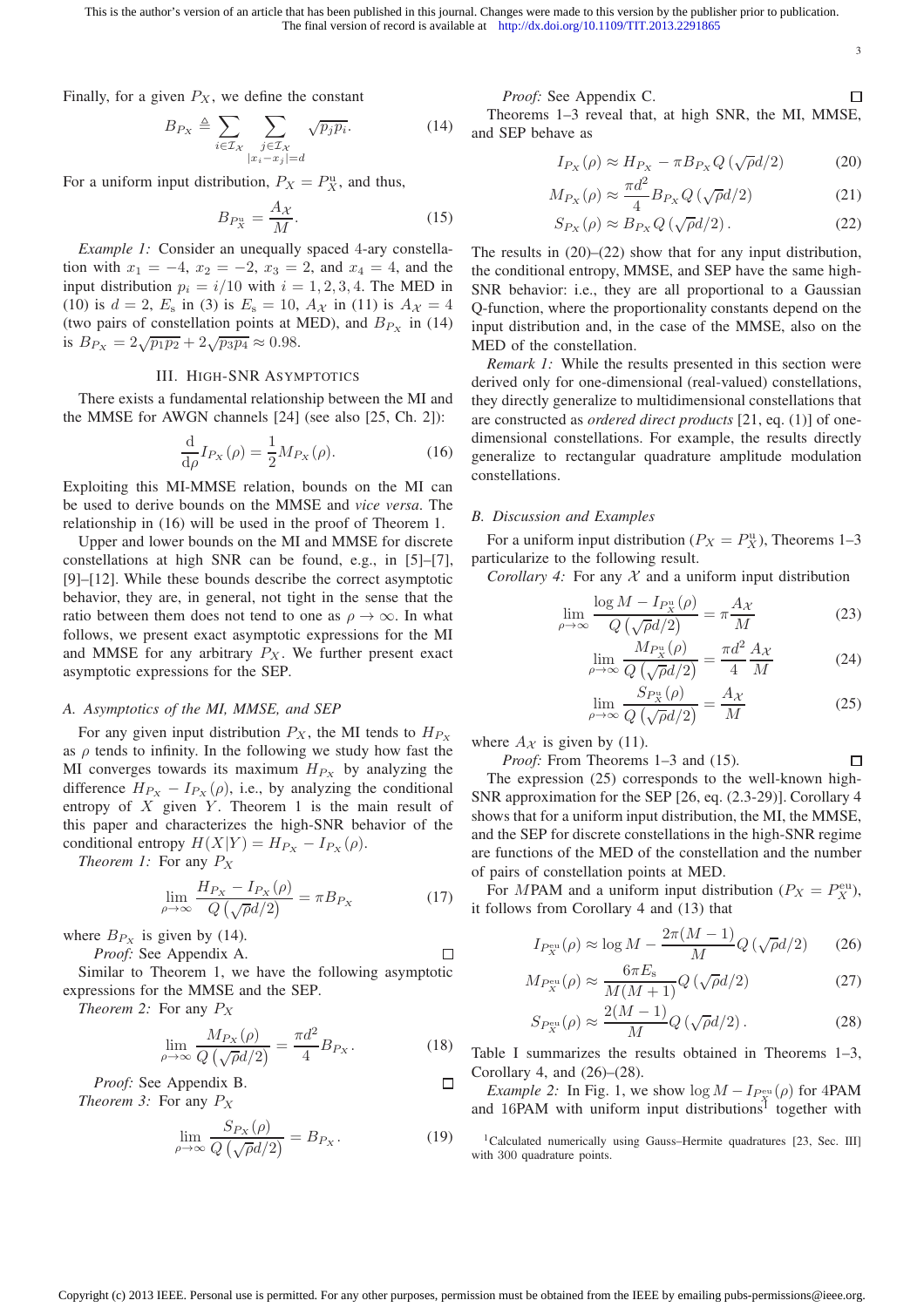Finally, for a given $P_X$, we define the constant

$$B_{P_X} \triangleq \sum_{i\in\mathcal{I}_\mathcal{X}} \sum_{\substack{j\in\mathcal{I}_\mathcal{X}\\ |x_i-x_j|=d}} \sqrt{p_j p_i}. \tag{14}$$

For a uniform input distribution, $P_X = P_X^{\mathrm{u}}$, and thus,

$$B_{P_X^{\mathrm{u}}} = \frac{A_\mathcal{X}}{M}. \tag{15}$$

*Example 1:* Consider an unequally spaced 4-ary constellation with $x_1 = -4$, $x_2 = -2$, $x_3 = 2$, and $x_4 = 4$, and the input distribution $p_i = i/10$ with $i = 1, 2, 3, 4$. The MED in (10) is $d = 2$, $E_\mathrm{s}$ in (3) is $E_\mathrm{s} = 10$, $A_\mathcal{X}$ in (11) is $A_\mathcal{X} = 4$ (two pairs of constellation points at MED), and $B_{P_X}$ in (14) is $B_{P_X} = 2\sqrt{p_1p_2} + 2\sqrt{p_3p_4} \approx 0.98$.

## III. High-SNR Asymptotics

There exists a fundamental relationship between the MI and the MMSE for AWGN channels [24] (see also [25, Ch. 2]):

$$\frac{\mathrm{d}}{\mathrm{d}\rho} I_{P_X}(\rho) = \frac{1}{2} M_{P_X}(\rho). \tag{16}$$

Exploiting this MI-MMSE relation, bounds on the MI can be used to derive bounds on the MMSE and *vice versa*. The relationship in (16) will be used in the proof of Theorem 1.

Upper and lower bounds on the MI and MMSE for discrete constellations at high SNR can be found, e.g., in [5]–[7], [9]–[12]. While these bounds describe the correct asymptotic behavior, they are, in general, not tight in the sense that the ratio between them does not tend to one as $\rho \to \infty$. In what follows, we present exact asymptotic expressions for the MI and MMSE for any arbitrary $P_X$. We further present exact asymptotic expressions for the SEP.

### A. Asymptotics of the MI, MMSE, and SEP

For any given input distribution $P_X$, the MI tends to $H_{P_X}$ as $\rho$ tends to infinity. In the following we study how fast the MI converges towards its maximum $H_{P_X}$ by analyzing the difference $H_{P_X} - I_{P_X}(\rho)$, i.e., by analyzing the conditional entropy of $X$ given $Y$. Theorem 1 is the main result of this paper and characterizes the high-SNR behavior of the conditional entropy $H(X|Y) = H_{P_X} - I_{P_X}(\rho)$.

*Theorem 1:* For any $P_X$

$$\lim_{\rho\to\infty} \frac{H_{P_X} - I_{P_X}(\rho)}{Q\left(\sqrt{\rho}d/2\right)} = \pi B_{P_X} \tag{17}$$

where $B_{P_X}$ is given by (14).

*Proof:* See Appendix A. □

Similar to Theorem 1, we have the following asymptotic expressions for the MMSE and the SEP.

*Theorem 2:* For any $P_X$

$$\lim_{\rho\to\infty} \frac{M_{P_X}(\rho)}{Q\left(\sqrt{\rho}d/2\right)} = \frac{\pi d^2}{4} B_{P_X}. \tag{18}$$

*Proof:* See Appendix B. □

*Theorem 3:* For any $P_X$

$$\lim_{\rho\to\infty} \frac{S_{P_X}(\rho)}{Q\left(\sqrt{\rho}d/2\right)} = B_{P_X}. \tag{19}$$

*Proof:* See Appendix C. □

Theorems 1–3 reveal that, at high SNR, the MI, MMSE, and SEP behave as

$$I_{P_X}(\rho) \approx H_{P_X} - \pi B_{P_X} Q\left(\sqrt{\rho}d/2\right) \tag{20}$$

$$M_{P_X}(\rho) \approx \frac{\pi d^2}{4} B_{P_X} Q\left(\sqrt{\rho}d/2\right) \tag{21}$$

$$S_{P_X}(\rho) \approx B_{P_X} Q\left(\sqrt{\rho}d/2\right). \tag{22}$$

The results in (20)–(22) show that for any input distribution, the conditional entropy, MMSE, and SEP have the same high-SNR behavior: i.e., they are all proportional to a Gaussian Q-function, where the proportionality constants depend on the input distribution and, in the case of the MMSE, also on the MED of the constellation.

*Remark 1:* While the results presented in this section were derived only for one-dimensional (real-valued) constellations, they directly generalize to multidimensional constellations that are constructed as *ordered direct products* [21, eq. (1)] of one-dimensional constellations. For example, the results directly generalize to rectangular quadrature amplitude modulation constellations.

### B. Discussion and Examples

For a uniform input distribution ($P_X = P_X^{\mathrm{u}}$), Theorems 1–3 particularize to the following result.

*Corollary 4:* For any $\mathcal{X}$ and a uniform input distribution

$$\lim_{\rho\to\infty} \frac{\log M - I_{P_X^{\mathrm{u}}}(\rho)}{Q\left(\sqrt{\rho}d/2\right)} = \pi \frac{A_\mathcal{X}}{M} \tag{23}$$

$$\lim_{\rho\to\infty} \frac{M_{P_X^{\mathrm{u}}}(\rho)}{Q\left(\sqrt{\rho}d/2\right)} = \frac{\pi d^2}{4} \frac{A_\mathcal{X}}{M} \tag{24}$$

$$\lim_{\rho\to\infty} \frac{S_{P_X^{\mathrm{u}}}(\rho)}{Q\left(\sqrt{\rho}d/2\right)} = \frac{A_\mathcal{X}}{M} \tag{25}$$

where $A_\mathcal{X}$ is given by (11).

*Proof:* From Theorems 1–3 and (15). □

The expression (25) corresponds to the well-known high-SNR approximation for the SEP [26, eq. (2.3-29)]. Corollary 4 shows that for a uniform input distribution, the MI, the MMSE, and the SEP for discrete constellations in the high-SNR regime are functions of the MED of the constellation and the number of pairs of constellation points at MED.

For $M$PAM and a uniform input distribution ($P_X = P_X^{\mathrm{eu}}$), it follows from Corollary 4 and (13) that

$$I_{P_X^{\mathrm{eu}}}(\rho) \approx \log M - \frac{2\pi(M-1)}{M} Q\left(\sqrt{\rho}d/2\right) \tag{26}$$

$$M_{P_X^{\mathrm{eu}}}(\rho) \approx \frac{6\pi E_\mathrm{s}}{M(M+1)} Q\left(\sqrt{\rho}d/2\right) \tag{27}$$

$$S_{P_X^{\mathrm{eu}}}(\rho) \approx \frac{2(M-1)}{M} Q\left(\sqrt{\rho}d/2\right). \tag{28}$$

Table I summarizes the results obtained in Theorems 1–3, Corollary 4, and (26)–(28).

*Example 2:* In Fig. 1, we show $\log M - I_{P_X^{\mathrm{eu}}}(\rho)$ for 4PAM and 16PAM with uniform input distributions[1] together with

[1] Calculated numerically using Gauss–Hermite quadratures [23, Sec. III] with 300 quadrature points.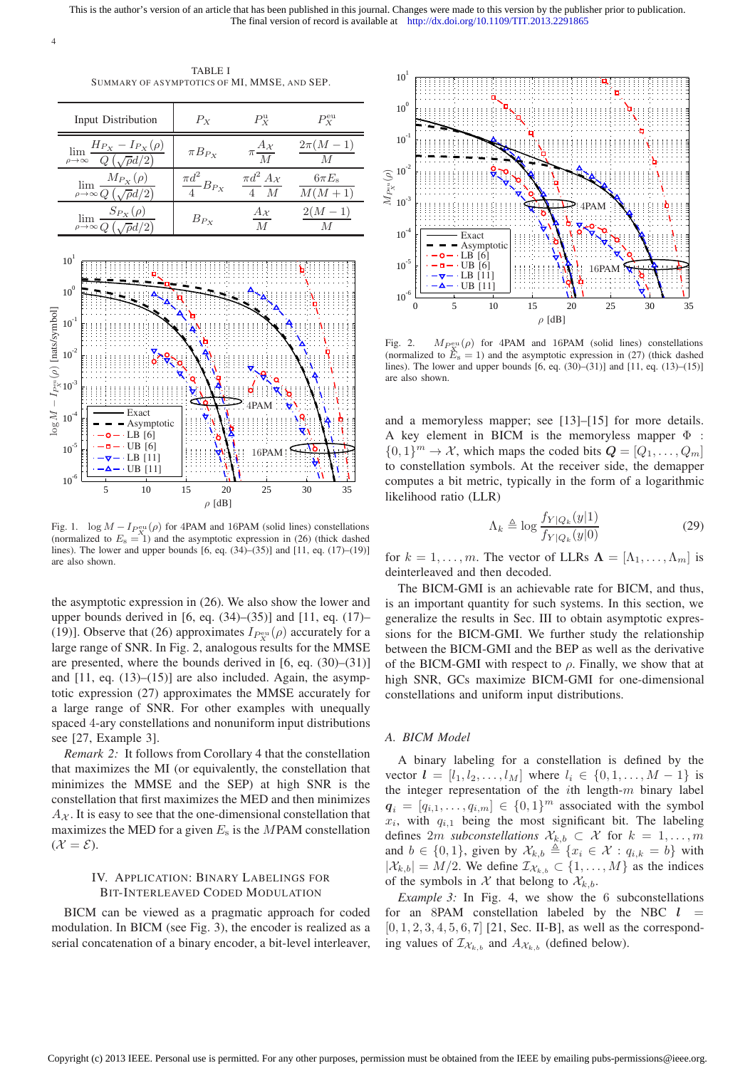TABLE I
SUMMARY OF ASYMPTOTICS OF MI, MMSE, AND SEP.

| Input Distribution | $P_X$ | $P_X^{\text{u}}$ | $P_X^{\text{eu}}$ |
|---|---|---|---|
| $\lim_{\rho\to\infty} \frac{H_{P_X} - I_{P_X}(\rho)}{Q\left(\sqrt{\rho}d/2\right)}$ | $\pi B_{P_X}$ | $\pi \frac{A_{\mathcal{X}}}{M}$ | $\frac{2\pi(M-1)}{M}$ |
| $\lim_{\rho\to\infty} \frac{M_{P_X}(\rho)}{Q\left(\sqrt{\rho}d/2\right)}$ | $\frac{\pi d^2}{4} B_{P_X}$ | $\frac{\pi d^2}{4}\frac{A_{\mathcal{X}}}{M}$ | $\frac{6\pi E_{\text{s}}}{M(M+1)}$ |
| $\lim_{\rho\to\infty} \frac{S_{P_X}(\rho)}{Q\left(\sqrt{\rho}d/2\right)}$ | $B_{P_X}$ | $\frac{A_{\mathcal{X}}}{M}$ | $\frac{2(M-1)}{M}$ |

Fig. 1. $\log M - I_{P_X^{\text{eu}}}(\rho)$ for 4PAM and 16PAM (solid lines) constellations (normalized to $E_{\text{s}} = 1$) and the asymptotic expression in (26) (thick dashed lines). The lower and upper bounds [6, eq. (34)–(35)] and [11, eq. (17)–(19)] are also shown.

the asymptotic expression in (26). We also show the lower and upper bounds derived in [6, eq. (34)–(35)] and [11, eq. (17)–(19)]. Observe that (26) approximates $I_{P_X^{\text{eu}}}(\rho)$ accurately for a large range of SNR. In Fig. 2, analogous results for the MMSE are presented, where the bounds derived in [6, eq. (30)–(31)] and [11, eq. (13)–(15)] are also included. Again, the asymptotic expression (27) approximates the MMSE accurately for a large range of SNR. For other examples with unequally spaced 4-ary constellations and nonuniform input distributions see [27, Example 3].

*Remark 2:* It follows from Corollary 4 that the constellation that maximizes the MI (or equivalently, the constellation that minimizes the MMSE and the SEP) at high SNR is the constellation that first maximizes the MED and then minimizes $A_{\mathcal{X}}$. It is easy to see that the one-dimensional constellation that maximizes the MED for a given $E_{\text{s}}$ is the $M$PAM constellation ($\mathcal{X} = \mathcal{E}$).

## IV. Application: Binary Labelings for Bit-Interleaved Coded Modulation

BICM can be viewed as a pragmatic approach for coded modulation. In BICM (see Fig. 3), the encoder is realized as a serial concatenation of a binary encoder, a bit-level interleaver,

Fig. 2. $M_{P_X^{\text{eu}}}(\rho)$ for 4PAM and 16PAM (solid lines) constellations (normalized to $E_{\text{s}} = 1$) and the asymptotic expression in (27) (thick dashed lines). The lower and upper bounds [6, eq. (30)–(31)] and [11, eq. (13)–(15)] are also shown.

and a memoryless mapper; see [13]–[15] for more details. A key element in BICM is the memoryless mapper $\Phi : \{0,1\}^m \to \mathcal{X}$, which maps the coded bits $\boldsymbol{Q} = [Q_1, \ldots, Q_m]$ to constellation symbols. At the receiver side, the demapper computes a bit metric, typically in the form of a logarithmic likelihood ratio (LLR)

$$\Lambda_k \triangleq \log \frac{f_{Y|Q_k}(y|1)}{f_{Y|Q_k}(y|0)} \tag{29}$$

for $k = 1, \ldots, m$. The vector of LLRs $\boldsymbol{\Lambda} = [\Lambda_1, \ldots, \Lambda_m]$ is deinterleaved and then decoded.

The BICM-GMI is an achievable rate for BICM, and thus, is an important quantity for such systems. In this section, we generalize the results in Sec. III to obtain asymptotic expressions for the BICM-GMI. We further study the relationship between the BICM-GMI and the BEP as well as the derivative of the BICM-GMI with respect to $\rho$. Finally, we show that at high SNR, GCs maximize BICM-GMI for one-dimensional constellations and uniform input distributions.

### A. BICM Model

A binary labeling for a constellation is defined by the vector $\boldsymbol{l} = [l_1, l_2, \ldots, l_M]$ where $l_i \in \{0, 1, \ldots, M-1\}$ is the integer representation of the $i$th length-$m$ binary label $\boldsymbol{q}_i = [q_{i,1}, \ldots, q_{i,m}] \in \{0,1\}^m$ associated with the symbol $x_i$, with $q_{i,1}$ being the most significant bit. The labeling defines $2m$ *subconstellations* $\mathcal{X}_{k,b} \subset \mathcal{X}$ for $k = 1, \ldots, m$ and $b \in \{0, 1\}$, given by $\mathcal{X}_{k,b} \triangleq \{x_i \in \mathcal{X} : q_{i,k} = b\}$ with $|\mathcal{X}_{k,b}| = M/2$. We define $\mathcal{I}_{\mathcal{X}_{k,b}} \subset \{1, \ldots, M\}$ as the indices of the symbols in $\mathcal{X}$ that belong to $\mathcal{X}_{k,b}$.

*Example 3:* In Fig. 4, we show the 6 subconstellations for an 8PAM constellation labeled by the NBC $\boldsymbol{l} = [0, 1, 2, 3, 4, 5, 6, 7]$ [21, Sec. II-B], as well as the corresponding values of $\mathcal{I}_{\mathcal{X}_{k,b}}$ and $A_{\mathcal{X}_{k,b}}$ (defined below).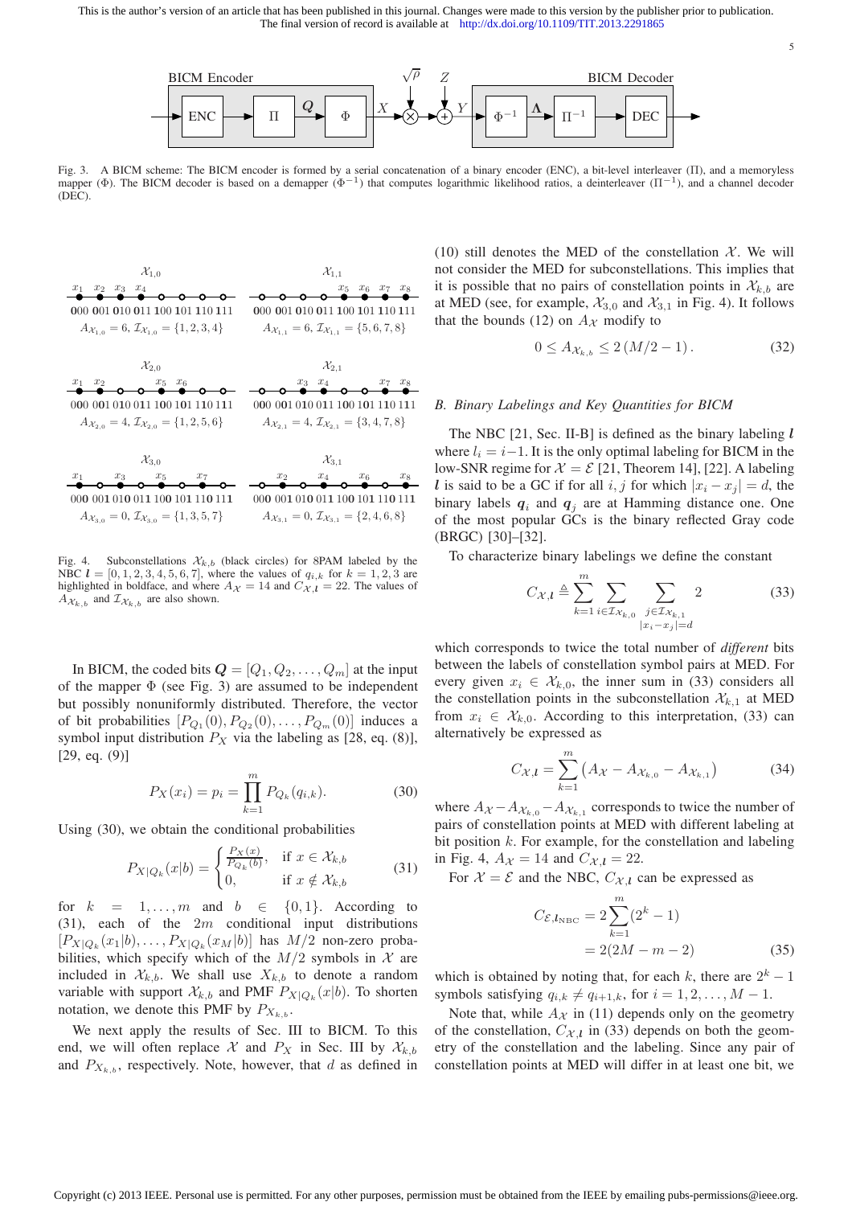Fig. 3. A BICM scheme: The BICM encoder is formed by a serial concatenation of a binary encoder (ENC), a bit-level interleaver (Π), and a memoryless mapper (Φ). The BICM decoder is based on a demapper ($\Phi^{-1}$) that computes logarithmic likelihood ratios, a deinterleaver ($\Pi^{-1}$), and a channel decoder (DEC).

Fig. 4. Subconstellations $\mathcal{X}_{k,b}$ (black circles) for 8PAM labeled by the NBC $\boldsymbol{l} = [0, 1, 2, 3, 4, 5, 6, 7]$, where the values of $q_{i,k}$ for $k = 1, 2, 3$ are highlighted in boldface, and where $A_{\mathcal{X}} = 14$ and $C_{\mathcal{X},\boldsymbol{l}} = 22$. The values of $A_{\mathcal{X}_{k,b}}$ and $\mathcal{I}_{\mathcal{X}_{k,b}}$ are also shown.

In BICM, the coded bits $\boldsymbol{Q} = [Q_1, Q_2, \ldots, Q_m]$ at the input of the mapper $\Phi$ (see Fig. 3) are assumed to be independent but possibly nonuniformly distributed. Therefore, the vector of bit probabilities $[P_{Q_1}(0), P_{Q_2}(0), \ldots, P_{Q_m}(0)]$ induces a symbol input distribution $P_X$ via the labeling as [28, eq. (8)], [29, eq. (9)]

$$P_X(x_i) = p_i = \prod_{k=1}^{m} P_{Q_k}(q_{i,k}). \tag{30}$$

Using (30), we obtain the conditional probabilities

$$P_{X|Q_k}(x|b) = \begin{cases} \frac{P_X(x)}{P_{Q_k}(b)}, & \text{if } x \in \mathcal{X}_{k,b} \\ 0, & \text{if } x \notin \mathcal{X}_{k,b} \end{cases} \tag{31}$$

for $k = 1, \ldots, m$ and $b \in \{0, 1\}$. According to (31), each of the $2m$ conditional input distributions $[P_{X|Q_k}(x_1|b), \ldots, P_{X|Q_k}(x_M|b)]$ has $M/2$ non-zero probabilities, which specify which of the $M/2$ symbols in $\mathcal{X}$ are included in $\mathcal{X}_{k,b}$. We shall use $X_{k,b}$ to denote a random variable with support $\mathcal{X}_{k,b}$ and PMF $P_{X|Q_k}(x|b)$. To shorten notation, we denote this PMF by $P_{X_{k,b}}$.

We next apply the results of Sec. III to BICM. To this end, we will often replace $\mathcal{X}$ and $P_X$ in Sec. III by $\mathcal{X}_{k,b}$ and $P_{X_{k,b}}$, respectively. Note, however, that $d$ as defined in (10) still denotes the MED of the constellation $\mathcal{X}$. We will not consider the MED for subconstellations. This implies that it is possible that no pairs of constellation points in $\mathcal{X}_{k,b}$ are at MED (see, for example, $\mathcal{X}_{3,0}$ and $\mathcal{X}_{3,1}$ in Fig. 4). It follows that the bounds (12) on $A_{\mathcal{X}}$ modify to

$$0 \leq A_{\mathcal{X}_{k,b}} \leq 2\,(M/2 - 1)\,. \tag{32}$$

## B. Binary Labelings and Key Quantities for BICM

The NBC [21, Sec. II-B] is defined as the binary labeling $\boldsymbol{l}$ where $l_i = i-1$. It is the only optimal labeling for BICM in the low-SNR regime for $\mathcal{X} = \mathcal{E}$ [21, Theorem 14], [22]. A labeling $\boldsymbol{l}$ is said to be a GC if for all $i, j$ for which $|x_i - x_j| = d$, the binary labels $\boldsymbol{q}_i$ and $\boldsymbol{q}_j$ are at Hamming distance one. One of the most popular GCs is the binary reflected Gray code (BRGC) [30]–[32].

To characterize binary labelings we define the constant

$$C_{\mathcal{X},\boldsymbol{l}} \triangleq \sum_{k=1}^{m} \sum_{i \in \mathcal{I}_{\mathcal{X}_{k,0}}} \sum_{\substack{j \in \mathcal{I}_{\mathcal{X}_{k,1}} \\ |x_i - x_j| = d}} 2 \tag{33}$$

which corresponds to twice the total number of *different* bits between the labels of constellation symbol pairs at MED. For every given $x_i \in \mathcal{X}_{k,0}$, the inner sum in (33) considers all the constellation points in the subconstellation $\mathcal{X}_{k,1}$ at MED from $x_i \in \mathcal{X}_{k,0}$. According to this interpretation, (33) can alternatively be expressed as

$$C_{\mathcal{X},\boldsymbol{l}} = \sum_{k=1}^{m} \left(A_{\mathcal{X}} - A_{\mathcal{X}_{k,0}} - A_{\mathcal{X}_{k,1}}\right) \tag{34}$$

where $A_{\mathcal{X}} - A_{\mathcal{X}_{k,0}} - A_{\mathcal{X}_{k,1}}$ corresponds to twice the number of pairs of constellation points at MED with different labeling at bit position $k$. For example, for the constellation and labeling in Fig. 4, $A_{\mathcal{X}} = 14$ and $C_{\mathcal{X},\boldsymbol{l}} = 22$.

For $\mathcal{X} = \mathcal{E}$ and the NBC, $C_{\mathcal{X},\boldsymbol{l}}$ can be expressed as

$$\begin{aligned} C_{\mathcal{E},\boldsymbol{l}_{\text{NBC}}} &= 2\sum_{k=1}^{m}(2^k - 1) \\ &= 2(2M - m - 2) \end{aligned} \tag{35}$$

which is obtained by noting that, for each $k$, there are $2^k - 1$ symbols satisfying $q_{i,k} \neq q_{i+1,k}$, for $i = 1, 2, \ldots, M-1$.

Note that, while $A_{\mathcal{X}}$ in (11) depends only on the geometry of the constellation, $C_{\mathcal{X},\boldsymbol{l}}$ in (33) depends on both the geometry of the constellation and the labeling. Since any pair of constellation points at MED will differ in at least one bit, we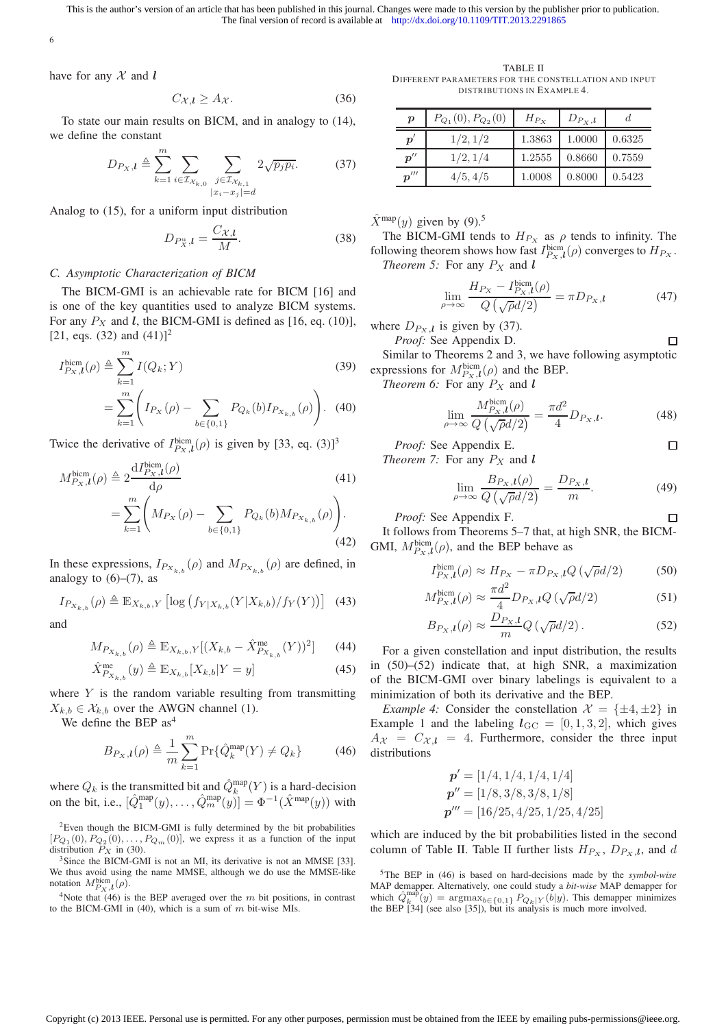have for any $\mathcal{X}$ and $\boldsymbol{l}$

$$C_{\mathcal{X},\boldsymbol{l}} \geq A_{\mathcal{X}}. \tag{36}$$

To state our main results on BICM, and in analogy to (14), we define the constant

$$D_{P_X,\boldsymbol{l}} \triangleq \sum_{k=1}^{m} \sum_{i \in \mathcal{I}_{\mathcal{X}_{k,0}}} \sum_{\substack{j \in \mathcal{I}_{\mathcal{X}_{k,1}} \\ |x_i - x_j| = d}} 2\sqrt{p_j p_i}. \tag{37}$$

Analog to (15), for a uniform input distribution

$$D_{P_X^{\mathrm{u}},\boldsymbol{l}} = \frac{C_{\mathcal{X},\boldsymbol{l}}}{M}. \tag{38}$$

### C. Asymptotic Characterization of BICM

The BICM-GMI is an achievable rate for BICM [16] and is one of the key quantities used to analyze BICM systems. For any $P_X$ and $\boldsymbol{l}$, the BICM-GMI is defined as [16, eq. (10)], [21, eqs. (32) and (41)][2]

$$I_{P_X,\boldsymbol{l}}^{\mathrm{bicm}}(\rho) \triangleq \sum_{k=1}^{m} I(Q_k;Y) \tag{39}$$

$$= \sum_{k=1}^{m} \left( I_{P_X}(\rho) - \sum_{b \in \{0,1\}} P_{Q_k}(b) I_{P_{X_{k,b}}}(\rho) \right). \tag{40}$$

Twice the derivative of $I_{P_X,\boldsymbol{l}}^{\mathrm{bicm}}(\rho)$ is given by [33, eq. (3)][3]

$$M_{P_X,\boldsymbol{l}}^{\mathrm{bicm}}(\rho) \triangleq 2\frac{\mathrm{d}I_{P_X,\boldsymbol{l}}^{\mathrm{bicm}}(\rho)}{\mathrm{d}\rho} \tag{41}$$

$$= \sum_{k=1}^{m} \left( M_{P_X}(\rho) - \sum_{b \in \{0,1\}} P_{Q_k}(b) M_{P_{X_{k,b}}}(\rho) \right). \tag{42}$$

In these expressions, $I_{P_{X_{k,b}}}(\rho)$ and $M_{P_{X_{k,b}}}(\rho)$ are defined, in analogy to (6)–(7), as

$$I_{P_{X_{k,b}}}(\rho) \triangleq \mathbb{E}_{X_{k,b},Y}\left[\log\left(f_{Y|X_{k,b}}(Y|X_{k,b})/f_Y(Y)\right)\right] \tag{43}$$

and

$$M_{P_{X_{k,b}}}(\rho) \triangleq \mathbb{E}_{X_{k,b},Y}[(X_{k,b} - \hat{X}_{P_{X_{k,b}}}^{\mathrm{me}}(Y))^2] \tag{44}$$

$$\hat{X}_{P_{X_{k,b}}}^{\mathrm{me}}(y) \triangleq \mathbb{E}_{X_{k,b}}[X_{k,b}|Y=y] \tag{45}$$

where $Y$ is the random variable resulting from transmitting $X_{k,b} \in \mathcal{X}_{k,b}$ over the AWGN channel (1).

We define the BEP as[4]

$$B_{P_X,\boldsymbol{l}}(\rho) \triangleq \frac{1}{m}\sum_{k=1}^{m} \Pr\{\hat{Q}_k^{\mathrm{map}}(Y) \neq Q_k\} \tag{46}$$

where $Q_k$ is the transmitted bit and $\hat{Q}_k^{\mathrm{map}}(Y)$ is a hard-decision on the bit, i.e., $[\hat{Q}_1^{\mathrm{map}}(y), \ldots, \hat{Q}_m^{\mathrm{map}}(y)] = \Phi^{-1}(\hat{X}^{\mathrm{map}}(y))$ with $\hat{X}^{\mathrm{map}}(y)$ given by (9).[5]

The BICM-GMI tends to $H_{P_X}$ as $\rho$ tends to infinity. The following theorem shows how fast $I_{P_X,\boldsymbol{l}}^{\mathrm{bicm}}(\rho)$ converges to $H_{P_X}$.

*Theorem 5:* For any $P_X$ and $\boldsymbol{l}$

$$\lim_{\rho\to\infty} \frac{H_{P_X} - I_{P_X,\boldsymbol{l}}^{\mathrm{bicm}}(\rho)}{Q\left(\sqrt{\rho}d/2\right)} = \pi D_{P_X,\boldsymbol{l}} \tag{47}$$

where $D_{P_X,\boldsymbol{l}}$ is given by (37).

*Proof:* See Appendix D. □

Similar to Theorems 2 and 3, we have following asymptotic expressions for $M_{P_X,\boldsymbol{l}}^{\mathrm{bicm}}(\rho)$ and the BEP.

*Theorem 6:* For any $P_X$ and $\boldsymbol{l}$

$$\lim_{\rho\to\infty} \frac{M_{P_X,\boldsymbol{l}}^{\mathrm{bicm}}(\rho)}{Q\left(\sqrt{\rho}d/2\right)} = \frac{\pi d^2}{4} D_{P_X,\boldsymbol{l}}. \tag{48}$$

*Proof:* See Appendix E. □

*Theorem 7:* For any $P_X$ and $\boldsymbol{l}$

$$\lim_{\rho\to\infty} \frac{B_{P_X,\boldsymbol{l}}(\rho)}{Q\left(\sqrt{\rho}d/2\right)} = \frac{D_{P_X,\boldsymbol{l}}}{m}. \tag{49}$$

*Proof:* See Appendix F. □

It follows from Theorems 5–7 that, at high SNR, the BICM-GMI, $M_{P_X,\boldsymbol{l}}^{\mathrm{bicm}}(\rho)$, and the BEP behave as

$$I_{P_X,\boldsymbol{l}}^{\mathrm{bicm}}(\rho) \approx H_{P_X} - \pi D_{P_X,\boldsymbol{l}} Q\left(\sqrt{\rho}d/2\right) \tag{50}$$

$$M_{P_X,\boldsymbol{l}}^{\mathrm{bicm}}(\rho) \approx \frac{\pi d^2}{4} D_{P_X,\boldsymbol{l}} Q\left(\sqrt{\rho}d/2\right) \tag{51}$$

$$B_{P_X,\boldsymbol{l}}(\rho) \approx \frac{D_{P_X,\boldsymbol{l}}}{m} Q\left(\sqrt{\rho}d/2\right). \tag{52}$$

For a given constellation and input distribution, the results in (50)–(52) indicate that, at high SNR, a maximization of the BICM-GMI over binary labelings is equivalent to a minimization of both its derivative and the BEP.

*Example 4:* Consider the constellation $\mathcal{X} = \{\pm 4, \pm 2\}$ in Example 1 and the labeling $\boldsymbol{l}_{\mathrm{GC}} = [0, 1, 3, 2]$, which gives $A_{\mathcal{X}} = C_{\mathcal{X},\boldsymbol{l}} = 4$. Furthermore, consider the three input distributions

$$\boldsymbol{p}' = [1/4, 1/4, 1/4, 1/4]$$
$$\boldsymbol{p}'' = [1/8, 3/8, 3/8, 1/8]$$
$$\boldsymbol{p}''' = [16/25, 4/25, 1/25, 4/25]$$

which are induced by the bit probabilities listed in the second column of Table II. Table II further lists $H_{P_X}$, $D_{P_X,\boldsymbol{l}}$, and $d$

TABLE II
DIFFERENT PARAMETERS FOR THE CONSTELLATION AND INPUT DISTRIBUTIONS IN EXAMPLE 4.

| $\boldsymbol{p}$ | $P_{Q_1}(0), P_{Q_2}(0)$ | $H_{P_X}$ | $D_{P_X,\boldsymbol{l}}$ | $d$ |
|---|---|---|---|---|
| $\boldsymbol{p}'$ | 1/2, 1/2 | 1.3863 | 1.0000 | 0.6325 |
| $\boldsymbol{p}''$ | 1/2, 1/4 | 1.2555 | 0.8660 | 0.7559 |
| $\boldsymbol{p}'''$ | 4/5, 4/5 | 1.0008 | 0.8000 | 0.5423 |

---

[2] Even though the BICM-GMI is fully determined by the bit probabilities $[P_{Q_1}(0), P_{Q_2}(0), \ldots, P_{Q_m}(0)]$, we express it as a function of the input distribution $P_X$ in (30).

[3] Since the BICM-GMI is not an MI, its derivative is not an MMSE [33]. We thus avoid using the name MMSE, although we do use the MMSE-like notation $M_{P_X,\boldsymbol{l}}^{\mathrm{bicm}}(\rho)$.

[4] Note that (46) is the BEP averaged over the $m$ bit positions, in contrast to the BICM-GMI in (40), which is a sum of $m$ bit-wise MIs.

[5] The BEP in (46) is based on hard-decisions made by the *symbol-wise* MAP demapper. Alternatively, one could study a *bit-wise* MAP demapper for which $\hat{Q}_k^{\mathrm{map}}(y) = \mathrm{argmax}_{b\in\{0,1\}} P_{Q_k|Y}(b|y)$. This demapper minimizes the BEP [34] (see also [35]), but its analysis is much more involved.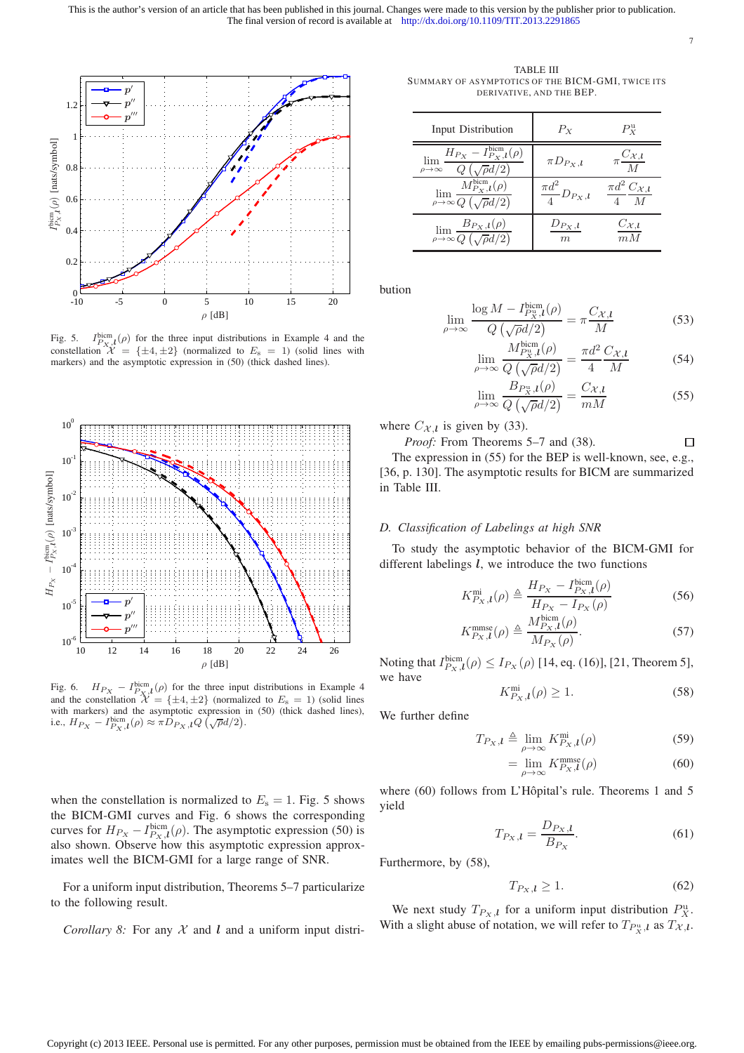Fig. 5. $I^{\text{bicm}}_{P_X,\boldsymbol{l}}(\rho)$ for the three input distributions in Example 4 and the constellation $\mathcal{X} = \{\pm 4, \pm 2\}$ (normalized to $E_s = 1$) (solid lines with markers) and the asymptotic expression in (50) (thick dashed lines).

Fig. 6. $H_{P_X} - I^{\text{bicm}}_{P_X,\boldsymbol{l}}(\rho)$ for the three input distributions in Example 4 and the constellation $\mathcal{X} = \{\pm 4, \pm 2\}$ (normalized to $E_s = 1$) (solid lines with markers) and the asymptotic expression in (50) (thick dashed lines), i.e., $H_{P_X} - I^{\text{bicm}}_{P_X,\boldsymbol{l}}(\rho) \approx \pi D_{P_X,\boldsymbol{l}} Q\left(\sqrt{\rho}d/2\right)$.

when the constellation is normalized to $E_s = 1$. Fig. 5 shows the BICM-GMI curves and Fig. 6 shows the corresponding curves for $H_{P_X} - I^{\text{bicm}}_{P_X,\boldsymbol{l}}(\rho)$. The asymptotic expression (50) is also shown. Observe how this asymptotic expression approximates well the BICM-GMI for a large range of SNR.

For a uniform input distribution, Theorems 5–7 particularize to the following result.

*Corollary 8:* For any $\mathcal{X}$ and $\boldsymbol{l}$ and a uniform input distribution

$$\lim_{\rho\to\infty} \frac{\log M - I^{\text{bicm}}_{P^{\text{u}}_X,\boldsymbol{l}}(\rho)}{Q\left(\sqrt{\rho}d/2\right)} = \pi \frac{C_{\mathcal{X},\boldsymbol{l}}}{M} \tag{53}$$

$$\lim_{\rho\to\infty} \frac{M^{\text{bicm}}_{P^{\text{u}}_X,\boldsymbol{l}}(\rho)}{Q\left(\sqrt{\rho}d/2\right)} = \frac{\pi d^2}{4} \frac{C_{\mathcal{X},\boldsymbol{l}}}{M} \tag{54}$$

$$\lim_{\rho\to\infty} \frac{B_{P^{\text{u}}_X,\boldsymbol{l}}(\rho)}{Q\left(\sqrt{\rho}d/2\right)} = \frac{C_{\mathcal{X},\boldsymbol{l}}}{mM} \tag{55}$$

where $C_{\mathcal{X},\boldsymbol{l}}$ is given by (33).

*Proof:* From Theorems 5–7 and (38). □

The expression in (55) for the BEP is well-known, see, e.g., [36, p. 130]. The asymptotic results for BICM are summarized in Table III.

TABLE III
SUMMARY OF ASYMPTOTICS OF THE BICM-GMI, TWICE ITS DERIVATIVE, AND THE BEP.

| Input Distribution | $P_X$ | $P^{\text{u}}_X$ |
|---|---|---|
| $\lim_{\rho\to\infty} \frac{H_{P_X} - I^{\text{bicm}}_{P_X,\boldsymbol{l}}(\rho)}{Q\left(\sqrt{\rho}d/2\right)}$ | $\pi D_{P_X,\boldsymbol{l}}$ | $\pi \frac{C_{\mathcal{X},\boldsymbol{l}}}{M}$ |
| $\lim_{\rho\to\infty} \frac{M^{\text{bicm}}_{P_X,\boldsymbol{l}}(\rho)}{Q\left(\sqrt{\rho}d/2\right)}$ | $\frac{\pi d^2}{4} D_{P_X,\boldsymbol{l}}$ | $\frac{\pi d^2}{4} \frac{C_{\mathcal{X},\boldsymbol{l}}}{M}$ |
| $\lim_{\rho\to\infty} \frac{B_{P_X,\boldsymbol{l}}(\rho)}{Q\left(\sqrt{\rho}d/2\right)}$ | $\frac{D_{P_X,\boldsymbol{l}}}{m}$ | $\frac{C_{\mathcal{X},\boldsymbol{l}}}{mM}$ |

### D. Classification of Labelings at high SNR

To study the asymptotic behavior of the BICM-GMI for different labelings $\boldsymbol{l}$, we introduce the two functions

$$K^{\text{mi}}_{P_X,\boldsymbol{l}}(\rho) \triangleq \frac{H_{P_X} - I^{\text{bicm}}_{P_X,\boldsymbol{l}}(\rho)}{H_{P_X} - I_{P_X}(\rho)} \tag{56}$$

$$K^{\text{mmse}}_{P_X,\boldsymbol{l}}(\rho) \triangleq \frac{M^{\text{bicm}}_{P_X,\boldsymbol{l}}(\rho)}{M_{P_X}(\rho)}. \tag{57}$$

Noting that $I^{\text{bicm}}_{P_X,\boldsymbol{l}}(\rho) \leq I_{P_X}(\rho)$ [14, eq. (16)], [21, Theorem 5], we have

$$K^{\text{mi}}_{P_X,\boldsymbol{l}}(\rho) \geq 1. \tag{58}$$

We further define

$$T_{P_X,\boldsymbol{l}} \triangleq \lim_{\rho\to\infty} K^{\text{mi}}_{P_X,\boldsymbol{l}}(\rho) \tag{59}$$

$$= \lim_{\rho\to\infty} K^{\text{mmse}}_{P_X,\boldsymbol{l}}(\rho) \tag{60}$$

where (60) follows from L'Hôpital's rule. Theorems 1 and 5 yield

$$T_{P_X,\boldsymbol{l}} = \frac{D_{P_X,\boldsymbol{l}}}{B_{P_X}}. \tag{61}$$

Furthermore, by (58),

$$T_{P_X,\boldsymbol{l}} \geq 1. \tag{62}$$

We next study $T_{P_X,\boldsymbol{l}}$ for a uniform input distribution $P^{\text{u}}_X$. With a slight abuse of notation, we will refer to $T_{P^{\text{u}}_X,\boldsymbol{l}}$ as $T_{\mathcal{X},\boldsymbol{l}}$.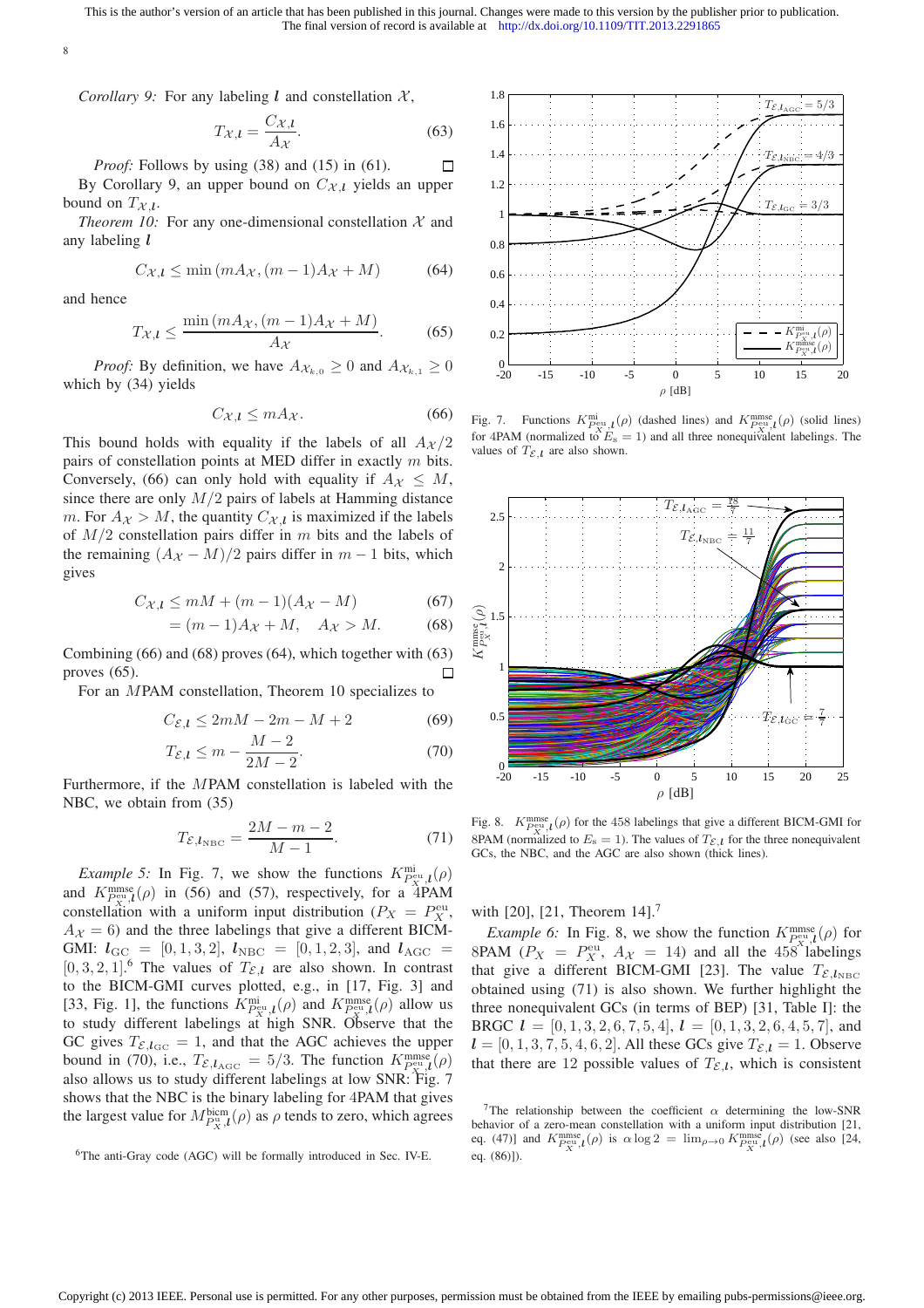*Corollary 9:* For any labeling $\boldsymbol{l}$ and constellation $\mathcal{X}$,

$$T_{\mathcal{X},\boldsymbol{l}} = \frac{C_{\mathcal{X},\boldsymbol{l}}}{A_{\mathcal{X}}}. \tag{63}$$

*Proof:* Follows by using (38) and (15) in (61). □

By Corollary 9, an upper bound on $C_{\mathcal{X},\boldsymbol{l}}$ yields an upper bound on $T_{\mathcal{X},\boldsymbol{l}}$.

*Theorem 10:* For any one-dimensional constellation $\mathcal{X}$ and any labeling $\boldsymbol{l}$

$$C_{\mathcal{X},\boldsymbol{l}} \leq \min\left(mA_{\mathcal{X}}, (m-1)A_{\mathcal{X}} + M\right) \tag{64}$$

and hence

$$T_{\mathcal{X},\boldsymbol{l}} \leq \frac{\min\left(mA_{\mathcal{X}}, (m-1)A_{\mathcal{X}} + M\right)}{A_{\mathcal{X}}}. \tag{65}$$

*Proof:* By definition, we have $A_{\mathcal{X}_{k,0}} \geq 0$ and $A_{\mathcal{X}_{k,1}} \geq 0$ which by (34) yields

$$C_{\mathcal{X},\boldsymbol{l}} \leq mA_{\mathcal{X}}. \tag{66}$$

This bound holds with equality if the labels of all $A_{\mathcal{X}}/2$ pairs of constellation points at MED differ in exactly $m$ bits. Conversely, (66) can only hold with equality if $A_{\mathcal{X}} \leq M$, since there are only $M/2$ pairs of labels at Hamming distance $m$. For $A_{\mathcal{X}} > M$, the quantity $C_{\mathcal{X},\boldsymbol{l}}$ is maximized if the labels of $M/2$ constellation pairs differ in $m$ bits and the labels of the remaining $(A_{\mathcal{X}} - M)/2$ pairs differ in $m-1$ bits, which gives

$$C_{\mathcal{X},\boldsymbol{l}} \leq mM + (m-1)(A_{\mathcal{X}} - M) \tag{67}$$

$$= (m-1)A_{\mathcal{X}} + M, \quad A_{\mathcal{X}} > M. \tag{68}$$

Combining (66) and (68) proves (64), which together with (63) proves (65). □

For an $M$PAM constellation, Theorem 10 specializes to

$$C_{\mathcal{E},\boldsymbol{l}} \leq 2mM - 2m - M + 2 \tag{69}$$

$$T_{\mathcal{E},\boldsymbol{l}} \leq m - \frac{M-2}{2M-2}. \tag{70}$$

Furthermore, if the $M$PAM constellation is labeled with the NBC, we obtain from (35)

$$T_{\mathcal{E},\boldsymbol{l}_{\mathrm{NBC}}} = \frac{2M - m - 2}{M-1}. \tag{71}$$

*Example 5:* In Fig. 7, we show the functions $K^{\mathrm{mi}}_{P^{\mathrm{eu}}_X,\boldsymbol{l}}(\rho)$ and $K^{\mathrm{mmse}}_{P^{\mathrm{eu}}_X,\boldsymbol{l}}(\rho)$ in (56) and (57), respectively, for a 4PAM constellation with a uniform input distribution ($P_X = P^{\mathrm{eu}}_X$, $A_{\mathcal{X}} = 6$) and the three labelings that give a different BICM-GMI: $\boldsymbol{l}_{\mathrm{GC}} = [0, 1, 3, 2]$, $\boldsymbol{l}_{\mathrm{NBC}} = [0, 1, 2, 3]$, and $\boldsymbol{l}_{\mathrm{AGC}} = [0, 3, 2, 1]$.[6] The values of $T_{\mathcal{E},\boldsymbol{l}}$ are also shown. In contrast to the BICM-GMI curves plotted, e.g., in [17, Fig. 3] and [33, Fig. 1], the functions $K^{\mathrm{mi}}_{P^{\mathrm{eu}}_X,\boldsymbol{l}}(\rho)$ and $K^{\mathrm{mmse}}_{P^{\mathrm{eu}}_X,\boldsymbol{l}}(\rho)$ allow us to study different labelings at high SNR. Observe that the GC gives $T_{\mathcal{E},\boldsymbol{l}_{\mathrm{GC}}} = 1$, and that the AGC achieves the upper bound in (70), i.e., $T_{\mathcal{E},\boldsymbol{l}_{\mathrm{AGC}}} = 5/3$. The function $K^{\mathrm{mmse}}_{P^{\mathrm{eu}}_X,\boldsymbol{l}}(\rho)$ also allows us to study different labelings at low SNR: Fig. 7 shows that the NBC is the binary labeling for 4PAM that gives the largest value for $M^{\mathrm{bim}}_{P^{\mathrm{u}}_X,\boldsymbol{l}}(\rho)$ as $\rho$ tends to zero, which agrees with [20], [21, Theorem 14].[7]

[6] The anti-Gray code (AGC) will be formally introduced in Sec. IV-E.

Fig. 7. Functions $K^{\mathrm{mi}}_{P^{\mathrm{eu}}_X,\boldsymbol{l}}(\rho)$ (dashed lines) and $K^{\mathrm{mmse}}_{P^{\mathrm{eu}}_X,\boldsymbol{l}}(\rho)$ (solid lines) for 4PAM (normalized to $E_{\mathrm{s}} = 1$) and all three nonequivalent labelings. The values of $T_{\mathcal{E},\boldsymbol{l}}$ are also shown.

Fig. 8. $K^{\mathrm{mmse}}_{P^{\mathrm{eu}}_X,\boldsymbol{l}}(\rho)$ for the 458 labelings that give a different BICM-GMI for 8PAM (normalized to $E_{\mathrm{s}} = 1$). The values of $T_{\mathcal{E},\boldsymbol{l}}$ for the three nonequivalent GCs, the NBC, and the AGC are also shown (thick lines).

*Example 6:* In Fig. 8, we show the function $K^{\mathrm{mmse}}_{P^{\mathrm{eu}}_X,\boldsymbol{l}}(\rho)$ for 8PAM ($P_X = P^{\mathrm{eu}}_X$, $A_{\mathcal{X}} = 14$) and all the 458 labelings that give a different BICM-GMI [23]. The value $T_{\mathcal{E},\boldsymbol{l}_{\mathrm{NBC}}}$ obtained using (71) is also shown. We further highlight the three nonequivalent GCs (in terms of BEP) [31, Table I]: the BRGC $\boldsymbol{l} = [0, 1, 3, 2, 6, 7, 5, 4]$, $\boldsymbol{l} = [0, 1, 3, 2, 6, 4, 5, 7]$, and $\boldsymbol{l} = [0, 1, 3, 7, 5, 4, 6, 2]$. All these GCs give $T_{\mathcal{E},\boldsymbol{l}} = 1$. Observe that there are 12 possible values of $T_{\mathcal{E},\boldsymbol{l}}$, which is consistent

[7] The relationship between the coefficient $\alpha$ determining the low-SNR behavior of a zero-mean constellation with a uniform input distribution [21, eq. (47)] and $K^{\mathrm{mmse}}_{P^{\mathrm{eu}}_X,\boldsymbol{l}}(\rho)$ is $\alpha \log 2 = \lim_{\rho \to 0} K^{\mathrm{mmse}}_{P^{\mathrm{eu}}_X,\boldsymbol{l}}(\rho)$ (see also [24, eq. (86)]).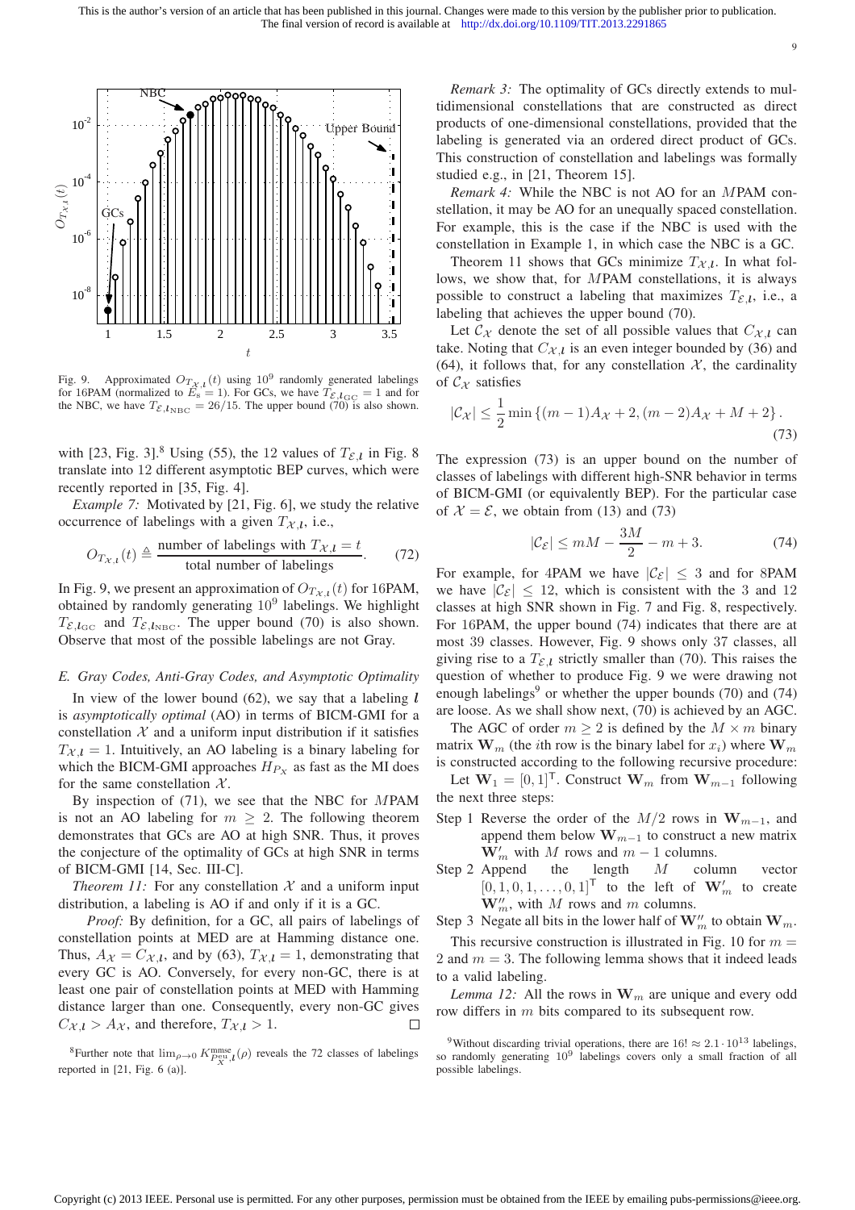Fig. 9. Approximated $O_{T_{\mathcal{X},\boldsymbol{l}}}(t)$ using $10^9$ randomly generated labelings for 16PAM (normalized to $E_s = 1$). For GCs, we have $T_{\mathcal{E},\boldsymbol{l}_{\rm GC}} = 1$ and for the NBC, we have $T_{\mathcal{E},\boldsymbol{l}_{\rm NBC}} = 26/15$. The upper bound (70) is also shown.

with [23, Fig. 3].[8] Using (55), the 12 values of $T_{\mathcal{E},\boldsymbol{l}}$ in Fig. 8 translate into 12 different asymptotic BEP curves, which were recently reported in [35, Fig. 4].

*Example 7:* Motivated by [21, Fig. 6], we study the relative occurrence of labelings with a given $T_{\mathcal{X},\boldsymbol{l}}$, i.e.,

$$O_{T_{\mathcal{X},\boldsymbol{l}}}(t) \triangleq \frac{\text{number of labelings with } T_{\mathcal{X},\boldsymbol{l}} = t}{\text{total number of labelings}}. \tag{72}$$

In Fig. 9, we present an approximation of $O_{T_{\mathcal{X},\boldsymbol{l}}}(t)$ for 16PAM, obtained by randomly generating $10^9$ labelings. We highlight $T_{\mathcal{E},\boldsymbol{l}_{\rm GC}}$ and $T_{\mathcal{E},\boldsymbol{l}_{\rm NBC}}$. The upper bound (70) is also shown. Observe that most of the possible labelings are not Gray.

### *E. Gray Codes, Anti-Gray Codes, and Asymptotic Optimality*

In view of the lower bound (62), we say that a labeling $\boldsymbol{l}$ is *asymptotically optimal* (AO) in terms of BICM-GMI for a constellation $\mathcal{X}$ and a uniform input distribution if it satisfies $T_{\mathcal{X},\boldsymbol{l}} = 1$. Intuitively, an AO labeling is a binary labeling for which the BICM-GMI approaches $H_{P_X}$ as fast as the MI does for the same constellation $\mathcal{X}$.

By inspection of (71), we see that the NBC for $M$PAM is not an AO labeling for $m \geq 2$. The following theorem demonstrates that GCs are AO at high SNR. Thus, it proves the conjecture of the optimality of GCs at high SNR in terms of BICM-GMI [14, Sec. III-C].

*Theorem 11:* For any constellation $\mathcal{X}$ and a uniform input distribution, a labeling is AO if and only if it is a GC.

*Proof:* By definition, for a GC, all pairs of labelings of constellation points at MED are at Hamming distance one. Thus, $A_{\mathcal{X}} = C_{\mathcal{X},\boldsymbol{l}}$, and by (63), $T_{\mathcal{X},\boldsymbol{l}} = 1$, demonstrating that every GC is AO. Conversely, for every non-GC, there is at least one pair of constellation points at MED with Hamming distance larger than one. Consequently, every non-GC gives $C_{\mathcal{X},\boldsymbol{l}} > A_{\mathcal{X}}$, and therefore, $T_{\mathcal{X},\boldsymbol{l}} > 1$. □

[8] Further note that $\lim_{\rho\to 0} K^{\rm mmse}_{P^{\rm eu}_{X},\boldsymbol{l}}(\rho)$ reveals the 72 classes of labelings reported in [21, Fig. 6 (a)].

*Remark 3:* The optimality of GCs directly extends to multidimensional constellations that are constructed as direct products of one-dimensional constellations, provided that the labeling is generated via an ordered direct product of GCs. This construction of constellation and labelings was formally studied e.g., in [21, Theorem 15].

*Remark 4:* While the NBC is not AO for an $M$PAM constellation, it may be AO for an unequally spaced constellation. For example, this is the case if the NBC is used with the constellation in Example 1, in which case the NBC is a GC.

Theorem 11 shows that GCs minimize $T_{\mathcal{X},\boldsymbol{l}}$. In what follows, we show that, for $M$PAM constellations, it is always possible to construct a labeling that maximizes $T_{\mathcal{E},\boldsymbol{l}}$, i.e., a labeling that achieves the upper bound (70).

Let $\mathcal{C}_{\mathcal{X}}$ denote the set of all possible values that $C_{\mathcal{X},\boldsymbol{l}}$ can take. Noting that $C_{\mathcal{X},\boldsymbol{l}}$ is an even integer bounded by (36) and (64), it follows that, for any constellation $\mathcal{X}$, the cardinality of $\mathcal{C}_{\mathcal{X}}$ satisfies

$$|\mathcal{C}_{\mathcal{X}}| \leq \frac{1}{2}\min\left\{(m-1)A_{\mathcal{X}} + 2, (m-2)A_{\mathcal{X}} + M + 2\right\}. \tag{73}$$

The expression (73) is an upper bound on the number of classes of labelings with different high-SNR behavior in terms of BICM-GMI (or equivalently BEP). For the particular case of $\mathcal{X} = \mathcal{E}$, we obtain from (13) and (73)

$$|\mathcal{C}_{\mathcal{E}}| \leq mM - \frac{3M}{2} - m + 3. \tag{74}$$

For example, for 4PAM we have $|\mathcal{C}_{\mathcal{E}}| \leq 3$ and for 8PAM we have $|\mathcal{C}_{\mathcal{E}}| \leq 12$, which is consistent with the 3 and 12 classes at high SNR shown in Fig. 7 and Fig. 8, respectively. For 16PAM, the upper bound (74) indicates that there are at most 39 classes. However, Fig. 9 shows only 37 classes, all giving rise to a $T_{\mathcal{E},\boldsymbol{l}}$ strictly smaller than (70). This raises the question of whether to produce Fig. 9 we were drawing not enough labelings[9] or whether the upper bounds (70) and (74) are loose. As we shall show next, (70) is achieved by an AGC.

The AGC of order $m \geq 2$ is defined by the $M \times m$ binary matrix $\mathbf{W}_m$ (the $i$th row is the binary label for $x_i$) where $\mathbf{W}_m$ is constructed according to the following recursive procedure:

Let $\mathbf{W}_1 = [0, 1]^{\mathsf{T}}$. Construct $\mathbf{W}_m$ from $\mathbf{W}_{m-1}$ following the next three steps:

- Step 1 Reverse the order of the $M/2$ rows in $\mathbf{W}_{m-1}$, and append them below $\mathbf{W}_{m-1}$ to construct a new matrix $\mathbf{W}'_m$ with $M$ rows and $m-1$ columns.
- Step 2 Append the length $M$ column vector $[0, 1, 0, 1, \ldots, 0, 1]^{\mathsf{T}}$ to the left of $\mathbf{W}'_m$ to create $\mathbf{W}''_m$, with $M$ rows and $m$ columns.
- Step 3 Negate all bits in the lower half of $\mathbf{W}''_m$ to obtain $\mathbf{W}_m$.

This recursive construction is illustrated in Fig. 10 for $m = 2$ and $m = 3$. The following lemma shows that it indeed leads to a valid labeling.

*Lemma 12:* All the rows in $\mathbf{W}_m$ are unique and every odd row differs in $m$ bits compared to its subsequent row.

[9] Without discarding trivial operations, there are $16! \approx 2.1 \cdot 10^{13}$ labelings, so randomly generating $10^9$ labelings covers only a small fraction of all possible labelings.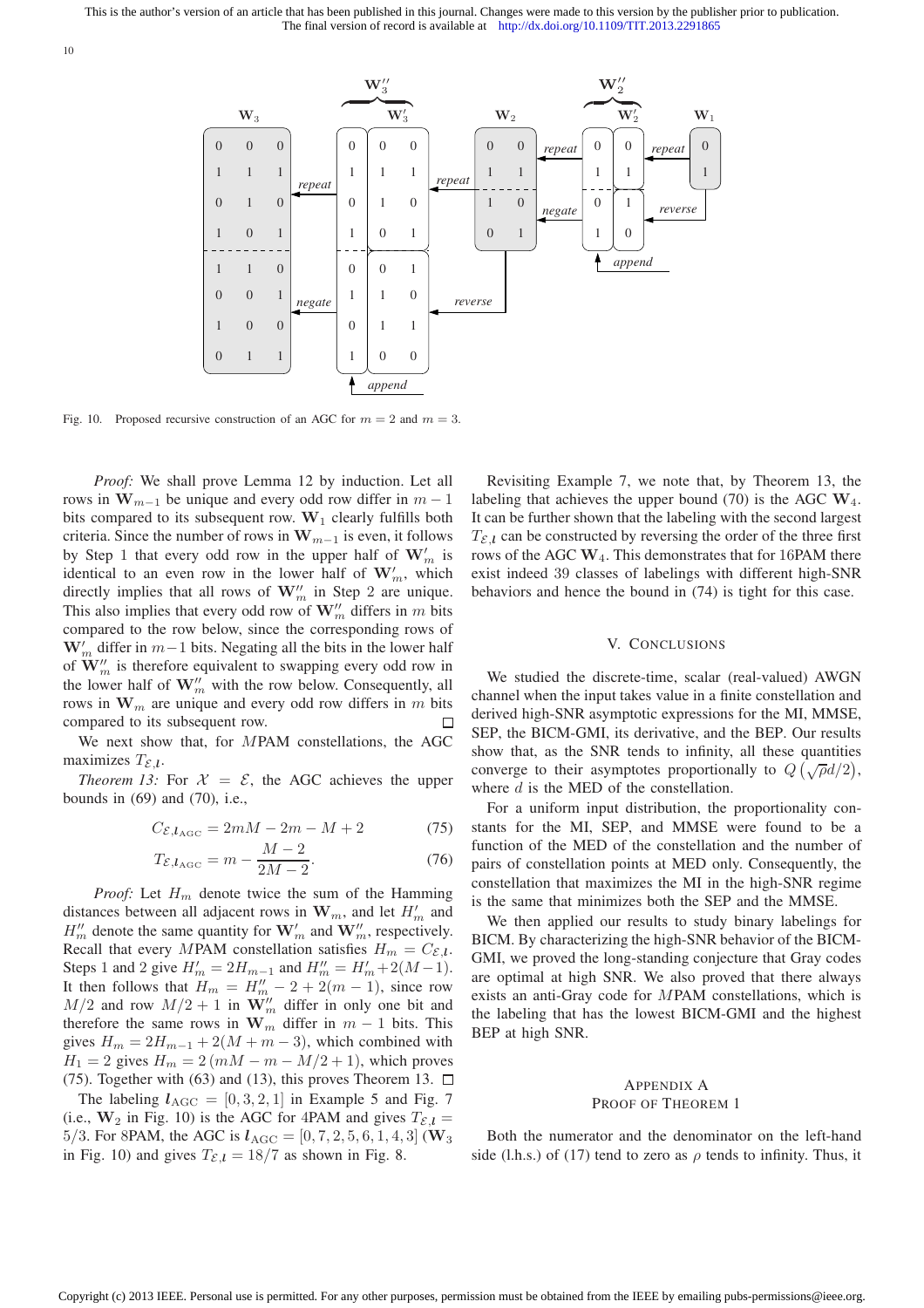Fig. 10. Proposed recursive construction of an AGC for $m = 2$ and $m = 3$.

*Proof:* We shall prove Lemma 12 by induction. Let all rows in $\mathbf{W}_{m-1}$ be unique and every odd row differ in $m-1$ bits compared to its subsequent row. $\mathbf{W}_1$ clearly fulfills both criteria. Since the number of rows in $\mathbf{W}_{m-1}$ is even, it follows by Step 1 that every odd row in the upper half of $\mathbf{W}'_m$ is identical to an even row in the lower half of $\mathbf{W}'_m$, which directly implies that all rows of $\mathbf{W}''_m$ in Step 2 are unique. This also implies that every odd row of $\mathbf{W}''_m$ differs in $m$ bits compared to the row below, since the corresponding rows of $\mathbf{W}'_m$ differ in $m-1$ bits. Negating all the bits in the lower half of $\mathbf{W}''_m$ is therefore equivalent to swapping every odd row in the lower half of $\mathbf{W}''_m$ with the row below. Consequently, all rows in $\mathbf{W}_m$ are unique and every odd row differs in $m$ bits compared to its subsequent row. □

We next show that, for $M$PAM constellations, the AGC maximizes $T_{\mathcal{E},\boldsymbol{l}}$.

*Theorem 13:* For $\mathcal{X} = \mathcal{E}$, the AGC achieves the upper bounds in (69) and (70), i.e.,

$$C_{\mathcal{E},\boldsymbol{l}_{\mathrm{AGC}}} = 2mM - 2m - M + 2 \tag{75}$$

$$T_{\mathcal{E},\boldsymbol{l}_{\mathrm{AGC}}} = m - \frac{M-2}{2M-2}. \tag{76}$$

*Proof:* Let $H_m$ denote twice the sum of the Hamming distances between all adjacent rows in $\mathbf{W}_m$, and let $H'_m$ and $H''_m$ denote the same quantity for $\mathbf{W}'_m$ and $\mathbf{W}''_m$, respectively. Recall that every $M$PAM constellation satisfies $H_m = C_{\mathcal{E},\boldsymbol{l}}$. Steps 1 and 2 give $H'_m = 2H_{m-1}$ and $H''_m = H'_m + 2(M-1)$. It then follows that $H_m = H''_m - 2 + 2(m-1)$, since row $M/2$ and row $M/2+1$ in $\mathbf{W}''_m$ differ in only one bit and therefore the same rows in $\mathbf{W}_m$ differ in $m-1$ bits. This gives $H_m = 2H_{m-1} + 2(M+m-3)$, which combined with $H_1 = 2$ gives $H_m = 2(mM - m - M/2 + 1)$, which proves (75). Together with (63) and (13), this proves Theorem 13. □

The labeling $\boldsymbol{l}_{\mathrm{AGC}} = [0, 3, 2, 1]$ in Example 5 and Fig. 7 (i.e., $\mathbf{W}_2$ in Fig. 10) is the AGC for 4PAM and gives $T_{\mathcal{E},\boldsymbol{l}} = 5/3$. For 8PAM, the AGC is $\boldsymbol{l}_{\mathrm{AGC}} = [0, 7, 2, 5, 6, 1, 4, 3]$ ($\mathbf{W}_3$ in Fig. 10) and gives $T_{\mathcal{E},\boldsymbol{l}} = 18/7$ as shown in Fig. 8.

Revisiting Example 7, we note that, by Theorem 13, the labeling that achieves the upper bound (70) is the AGC $\mathbf{W}_4$. It can be further shown that the labeling with the second largest $T_{\mathcal{E},\boldsymbol{l}}$ can be constructed by reversing the order of the three first rows of the AGC $\mathbf{W}_4$. This demonstrates that for 16PAM there exist indeed 39 classes of labelings with different high-SNR behaviors and hence the bound in (74) is tight for this case.

## V. Conclusions

We studied the discrete-time, scalar (real-valued) AWGN channel when the input takes value in a finite constellation and derived high-SNR asymptotic expressions for the MI, MMSE, SEP, the BICM-GMI, its derivative, and the BEP. Our results show that, as the SNR tends to infinity, all these quantities converge to their asymptotes proportionally to $Q\left(\sqrt{\rho}d/2\right)$, where $d$ is the MED of the constellation.

For a uniform input distribution, the proportionality constants for the MI, SEP, and MMSE were found to be a function of the MED of the constellation and the number of pairs of constellation points at MED only. Consequently, the constellation that maximizes the MI in the high-SNR regime is the same that minimizes both the SEP and the MMSE.

We then applied our results to study binary labelings for BICM. By characterizing the high-SNR behavior of the BICM-GMI, we proved the long-standing conjecture that Gray codes are optimal at high SNR. We also proved that there always exists an anti-Gray code for $M$PAM constellations, which is the labeling that has the lowest BICM-GMI and the highest BEP at high SNR.

## Appendix A
## Proof of Theorem 1

Both the numerator and the denominator on the left-hand side (l.h.s.) of (17) tend to zero as $\rho$ tends to infinity. Thus, it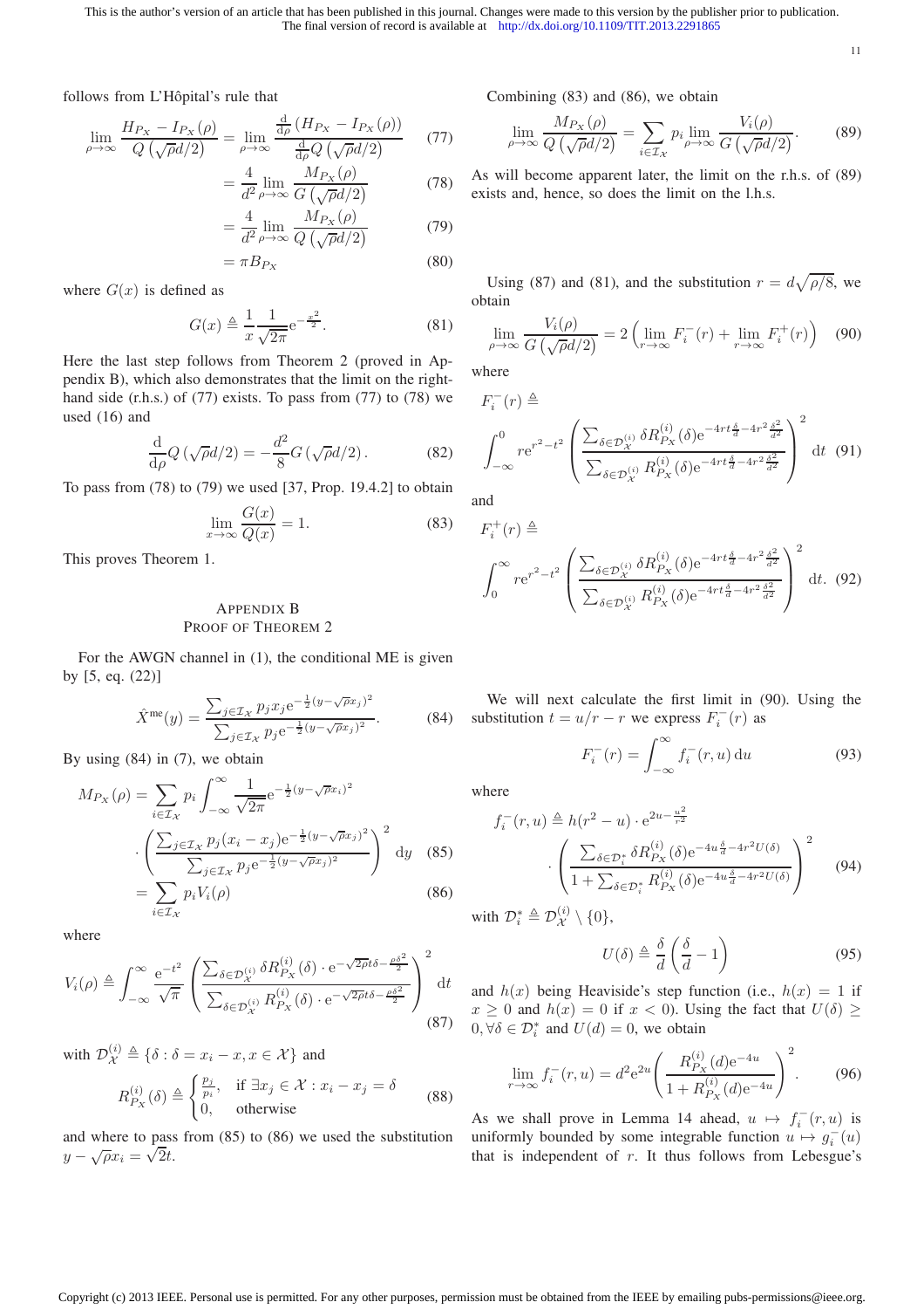follows from L'Hôpital's rule that

$$\lim_{\rho\to\infty} \frac{H_{P_X} - I_{P_X}(\rho)}{Q\left(\sqrt{\rho}d/2\right)} = \lim_{\rho\to\infty} \frac{\frac{\mathrm{d}}{\mathrm{d}\rho}\left(H_{P_X} - I_{P_X}(\rho)\right)}{\frac{\mathrm{d}}{\mathrm{d}\rho}Q\left(\sqrt{\rho}d/2\right)} \tag{77}$$

$$= \frac{4}{d^2}\lim_{\rho\to\infty} \frac{M_{P_X}(\rho)}{G\left(\sqrt{\rho}d/2\right)} \tag{78}$$

$$= \frac{4}{d^2}\lim_{\rho\to\infty} \frac{M_{P_X}(\rho)}{Q\left(\sqrt{\rho}d/2\right)} \tag{79}$$

$$= \pi B_{P_X} \tag{80}$$

where $G(x)$ is defined as

$$G(x) \triangleq \frac{1}{x}\frac{1}{\sqrt{2\pi}}\mathrm{e}^{-\frac{x^2}{2}}. \tag{81}$$

Here the last step follows from Theorem 2 (proved in Appendix B), which also demonstrates that the limit on the right-hand side (r.h.s.) of (77) exists. To pass from (77) to (78) we used (16) and

$$\frac{\mathrm{d}}{\mathrm{d}\rho}Q\left(\sqrt{\rho}d/2\right) = -\frac{d^2}{8}G\left(\sqrt{\rho}d/2\right). \tag{82}$$

To pass from (78) to (79) we used [37, Prop. 19.4.2] to obtain

$$\lim_{x\to\infty}\frac{G(x)}{Q(x)} = 1. \tag{83}$$

This proves Theorem 1.

## Appendix B
## Proof of Theorem 2

For the AWGN channel in (1), the conditional ME is given by [5, eq. (22)]

$$\hat{X}^{\mathrm{me}}(y) = \frac{\sum_{j\in\mathcal{I}_X} p_j x_j \mathrm{e}^{-\frac{1}{2}(y-\sqrt{\rho}x_j)^2}}{\sum_{j\in\mathcal{I}_X} p_j \mathrm{e}^{-\frac{1}{2}(y-\sqrt{\rho}x_j)^2}}. \tag{84}$$

By using (84) in (7), we obtain

$$M_{P_X}(\rho) = \sum_{i\in\mathcal{I}_X} p_i \int_{-\infty}^{\infty} \frac{1}{\sqrt{2\pi}}\mathrm{e}^{-\frac{1}{2}(y-\sqrt{\rho}x_i)^2} \cdot \left(\frac{\sum_{j\in\mathcal{I}_X} p_j (x_i - x_j) \mathrm{e}^{-\frac{1}{2}(y-\sqrt{\rho}x_j)^2}}{\sum_{j\in\mathcal{I}_X} p_j \mathrm{e}^{-\frac{1}{2}(y-\sqrt{\rho}x_j)^2}}\right)^2 \mathrm{d}y \tag{85}$$

$$= \sum_{i\in\mathcal{I}_X} p_i V_i(\rho) \tag{86}$$

where

$$V_i(\rho) \triangleq \int_{-\infty}^{\infty} \frac{\mathrm{e}^{-t^2}}{\sqrt{\pi}} \left(\frac{\sum_{\delta\in\mathcal{D}_{\mathcal{X}}^{(i)}} \delta R_{P_X}^{(i)}(\delta)\cdot \mathrm{e}^{-\sqrt{2\rho}t\delta - \frac{\rho\delta^2}{2}}}{\sum_{\delta\in\mathcal{D}_{\mathcal{X}}^{(i)}} R_{P_X}^{(i)}(\delta)\cdot \mathrm{e}^{-\sqrt{2\rho}t\delta - \frac{\rho\delta^2}{2}}}\right)^2 \mathrm{d}t \tag{87}$$

with $\mathcal{D}_{\mathcal{X}}^{(i)} \triangleq \{\delta : \delta = x_i - x, x\in\mathcal{X}\}$ and

$$R_{P_X}^{(i)}(\delta) \triangleq \begin{cases} \frac{p_j}{p_i}, & \text{if } \exists x_j \in \mathcal{X} : x_i - x_j = \delta \\ 0, & \text{otherwise} \end{cases} \tag{88}$$

and where to pass from (85) to (86) we used the substitution $y - \sqrt{\rho}x_i = \sqrt{2}t$.

Combining (83) and (86), we obtain

$$\lim_{\rho\to\infty}\frac{M_{P_X}(\rho)}{Q\left(\sqrt{\rho}d/2\right)} = \sum_{i\in\mathcal{I}_X} p_i \lim_{\rho\to\infty}\frac{V_i(\rho)}{G\left(\sqrt{\rho}d/2\right)}. \tag{89}$$

As will become apparent later, the limit on the r.h.s. of (89) exists and, hence, so does the limit on the l.h.s.

Using (87) and (81), and the substitution $r = d\sqrt{\rho/8}$, we obtain

$$\lim_{\rho\to\infty}\frac{V_i(\rho)}{G\left(\sqrt{\rho}d/2\right)} = 2\left(\lim_{r\to\infty}F_i^-(r) + \lim_{r\to\infty}F_i^+(r)\right) \tag{90}$$

where

$$F_i^-(r) \triangleq \int_{-\infty}^{0} r\mathrm{e}^{r^2-t^2}\left(\frac{\sum_{\delta\in\mathcal{D}_{\mathcal{X}}^{(i)}} \delta R_{P_X}^{(i)}(\delta)\mathrm{e}^{-4rt\frac{\delta}{d} - 4r^2\frac{\delta^2}{d^2}}}{\sum_{\delta\in\mathcal{D}_{\mathcal{X}}^{(i)}} R_{P_X}^{(i)}(\delta)\mathrm{e}^{-4rt\frac{\delta}{d} - 4r^2\frac{\delta^2}{d^2}}}\right)^2 \mathrm{d}t \tag{91}$$

and

$$F_i^+(r) \triangleq \int_{0}^{\infty} r\mathrm{e}^{r^2-t^2}\left(\frac{\sum_{\delta\in\mathcal{D}_{\mathcal{X}}^{(i)}} \delta R_{P_X}^{(i)}(\delta)\mathrm{e}^{-4rt\frac{\delta}{d} - 4r^2\frac{\delta^2}{d^2}}}{\sum_{\delta\in\mathcal{D}_{\mathcal{X}}^{(i)}} R_{P_X}^{(i)}(\delta)\mathrm{e}^{-4rt\frac{\delta}{d} - 4r^2\frac{\delta^2}{d^2}}}\right)^2 \mathrm{d}t. \tag{92}$$

We will next calculate the first limit in (90). Using the substitution $t = u/r - r$ we express $F_i^-(r)$ as

$$F_i^-(r) = \int_{-\infty}^{\infty} f_i^-(r,u)\,\mathrm{d}u \tag{93}$$

where

$$f_i^-(r,u) \triangleq h(r^2-u)\cdot \mathrm{e}^{2u-\frac{u^2}{r^2}} \cdot \left(\frac{\sum_{\delta\in\mathcal{D}_i^*} \delta R_{P_X}^{(i)}(\delta)\mathrm{e}^{-4u\frac{\delta}{d} - 4r^2 U(\delta)}}{1 + \sum_{\delta\in\mathcal{D}_i^*} R_{P_X}^{(i)}(\delta)\mathrm{e}^{-4u\frac{\delta}{d} - 4r^2 U(\delta)}}\right)^2 \tag{94}$$

with $\mathcal{D}_i^* \triangleq \mathcal{D}_{\mathcal{X}}^{(i)} \setminus \{0\}$,

$$U(\delta) \triangleq \frac{\delta}{d}\left(\frac{\delta}{d} - 1\right) \tag{95}$$

and $h(x)$ being Heaviside's step function (i.e., $h(x) = 1$ if $x \geq 0$ and $h(x) = 0$ if $x < 0$). Using the fact that $U(\delta) \geq 0, \forall\delta\in\mathcal{D}_i^*$ and $U(d) = 0$, we obtain

$$\lim_{r\to\infty} f_i^-(r,u) = d^2\mathrm{e}^{2u}\left(\frac{R_{P_X}^{(i)}(d)\mathrm{e}^{-4u}}{1 + R_{P_X}^{(i)}(d)\mathrm{e}^{-4u}}\right)^2. \tag{96}$$

As we shall prove in Lemma 14 ahead, $u \mapsto f_i^-(r,u)$ is uniformly bounded by some integrable function $u \mapsto g_i^-(u)$ that is independent of $r$. It thus follows from Lebesgue's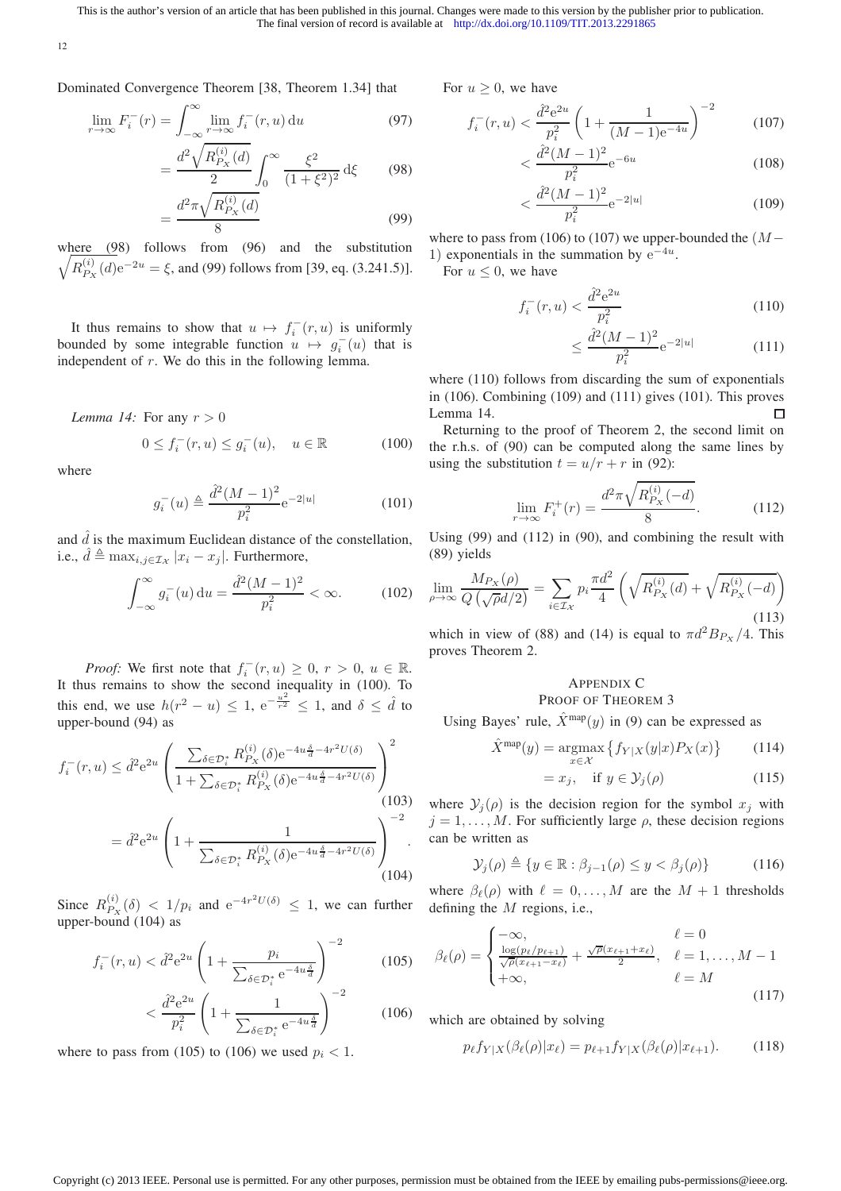Dominated Convergence Theorem [38, Theorem 1.34] that

$$\lim_{r\to\infty} F_i^-(r) = \int_{-\infty}^{\infty} \lim_{r\to\infty} f_i^-(r,u)\,\mathrm{d}u \tag{97}$$

$$= \frac{d^2\sqrt{R_{P_X}^{(i)}(d)}}{2}\int_0^\infty \frac{\xi^2}{(1+\xi^2)^2}\,\mathrm{d}\xi \tag{98}$$

$$= \frac{d^2\pi\sqrt{R_{P_X}^{(i)}(d)}}{8} \tag{99}$$

where (98) follows from (96) and the substitution $\sqrt{R_{P_X}^{(i)}(d)}\mathrm{e}^{-2u} = \xi$, and (99) follows from [39, eq. (3.241.5)].

It thus remains to show that $u \mapsto f_i^-(r,u)$ is uniformly bounded by some integrable function $u \mapsto g_i^-(u)$ that is independent of $r$. We do this in the following lemma.

*Lemma 14:* For any $r > 0$

$$0 \le f_i^-(r,u) \le g_i^-(u), \quad u \in \mathbb{R} \tag{100}$$

where

$$g_i^-(u) \triangleq \frac{\hat{d}^2(M-1)^2}{p_i^2}\mathrm{e}^{-2|u|} \tag{101}$$

and $\hat{d}$ is the maximum Euclidean distance of the constellation, i.e., $\hat{d} \triangleq \max_{i,j\in\mathcal{I}_X} |x_i - x_j|$. Furthermore,

$$\int_{-\infty}^{\infty} g_i^-(u)\,\mathrm{d}u = \frac{\hat{d}^2(M-1)^2}{p_i^2} < \infty. \tag{102}$$

*Proof:* We first note that $f_i^-(r,u) \ge 0$, $r > 0$, $u \in \mathbb{R}$. It thus remains to show the second inequality in (100). To this end, we use $h(r^2 - u) \le 1$, $\mathrm{e}^{-\frac{u^2}{r^2}} \le 1$, and $\delta \le \hat{d}$ to upper-bound (94) as

$$f_i^-(r,u) \le \hat{d}^2\mathrm{e}^{2u}\left(\frac{\sum_{\delta\in\mathcal{D}_i^*} R_{P_X}^{(i)}(\delta)\mathrm{e}^{-4u\frac{\delta}{d}-4r^2U(\delta)}}{1+\sum_{\delta\in\mathcal{D}_i^*} R_{P_X}^{(i)}(\delta)\mathrm{e}^{-4u\frac{\delta}{d}-4r^2U(\delta)}}\right)^2 \tag{103}$$

$$= \hat{d}^2\mathrm{e}^{2u}\left(1+\frac{1}{\sum_{\delta\in\mathcal{D}_i^*} R_{P_X}^{(i)}(\delta)\mathrm{e}^{-4u\frac{\delta}{d}-4r^2U(\delta)}}\right)^{-2}. \tag{104}$$

Since $R_{P_X}^{(i)}(\delta) < 1/p_i$ and $\mathrm{e}^{-4r^2U(\delta)} \le 1$, we can further upper-bound (104) as

$$f_i^-(r,u) < \hat{d}^2\mathrm{e}^{2u}\left(1+\frac{p_i}{\sum_{\delta\in\mathcal{D}_i^*}\mathrm{e}^{-4u\frac{\delta}{d}}}\right)^{-2} \tag{105}$$

$$< \frac{\hat{d}^2\mathrm{e}^{2u}}{p_i^2}\left(1+\frac{1}{\sum_{\delta\in\mathcal{D}_i^*}\mathrm{e}^{-4u\frac{\delta}{d}}}\right)^{-2} \tag{106}$$

where to pass from (105) to (106) we used $p_i < 1$.

For $u \ge 0$, we have

$$f_i^-(r,u) < \frac{\hat{d}^2\mathrm{e}^{2u}}{p_i^2}\left(1+\frac{1}{(M-1)\mathrm{e}^{-4u}}\right)^{-2} \tag{107}$$

$$< \frac{\hat{d}^2(M-1)^2}{p_i^2}\mathrm{e}^{-6u} \tag{108}$$

$$< \frac{\hat{d}^2(M-1)^2}{p_i^2}\mathrm{e}^{-2|u|} \tag{109}$$

where to pass from (106) to (107) we upper-bounded the $(M-1)$ exponentials in the summation by $\mathrm{e}^{-4u}$.

For $u \le 0$, we have

$$f_i^-(r,u) < \frac{\hat{d}^2\mathrm{e}^{2u}}{p_i^2} \tag{110}$$

$$\le \frac{\hat{d}^2(M-1)^2}{p_i^2}\mathrm{e}^{-2|u|} \tag{111}$$

where (110) follows from discarding the sum of exponentials in (106). Combining (109) and (111) gives (101). This proves Lemma 14. ∎

Returning to the proof of Theorem 2, the second limit on the r.h.s. of (90) can be computed along the same lines by using the substitution $t = u/r + r$ in (92):

$$\lim_{r\to\infty} F_i^+(r) = \frac{d^2\pi\sqrt{R_{P_X}^{(i)}(-d)}}{8}. \tag{112}$$

Using (99) and (112) in (90), and combining the result with (89) yields

$$\lim_{\rho\to\infty}\frac{M_{P_X}(\rho)}{Q\left(\sqrt{\rho}d/2\right)} = \sum_{i\in\mathcal{I}_X} p_i\frac{\pi d^2}{4}\left(\sqrt{R_{P_X}^{(i)}(d)}+\sqrt{R_{P_X}^{(i)}(-d)}\right) \tag{113}$$

which in view of (88) and (14) is equal to $\pi d^2 B_{P_X}/4$. This proves Theorem 2.

## Appendix C
## Proof of Theorem 3

Using Bayes' rule, $\hat{X}^{\text{map}}(y)$ in (9) can be expressed as

$$\hat{X}^{\text{map}}(y) = \operatorname*{argmax}_{x\in\mathcal{X}}\left\{f_{Y|X}(y|x)P_X(x)\right\} \tag{114}$$

$$= x_j, \quad \text{if } y \in \mathcal{Y}_j(\rho) \tag{115}$$

where $\mathcal{Y}_j(\rho)$ is the decision region for the symbol $x_j$ with $j = 1,\ldots,M$. For sufficiently large $\rho$, these decision regions can be written as

$$\mathcal{Y}_j(\rho) \triangleq \{y \in \mathbb{R} : \beta_{j-1}(\rho) \le y < \beta_j(\rho)\} \tag{116}$$

where $\beta_\ell(\rho)$ with $\ell = 0,\ldots,M$ are the $M+1$ thresholds defining the $M$ regions, i.e.,

$$\beta_\ell(\rho) = \begin{cases} -\infty, & \ell = 0\\ \frac{\log(p_\ell/p_{\ell+1})}{\sqrt{\rho}(x_{\ell+1}-x_\ell)} + \frac{\sqrt{\rho}(x_{\ell+1}+x_\ell)}{2}, & \ell = 1,\ldots,M-1\\ +\infty, & \ell = M \end{cases} \tag{117}$$

which are obtained by solving

$$p_\ell f_{Y|X}(\beta_\ell(\rho)|x_\ell) = p_{\ell+1} f_{Y|X}(\beta_\ell(\rho)|x_{\ell+1}). \tag{118}$$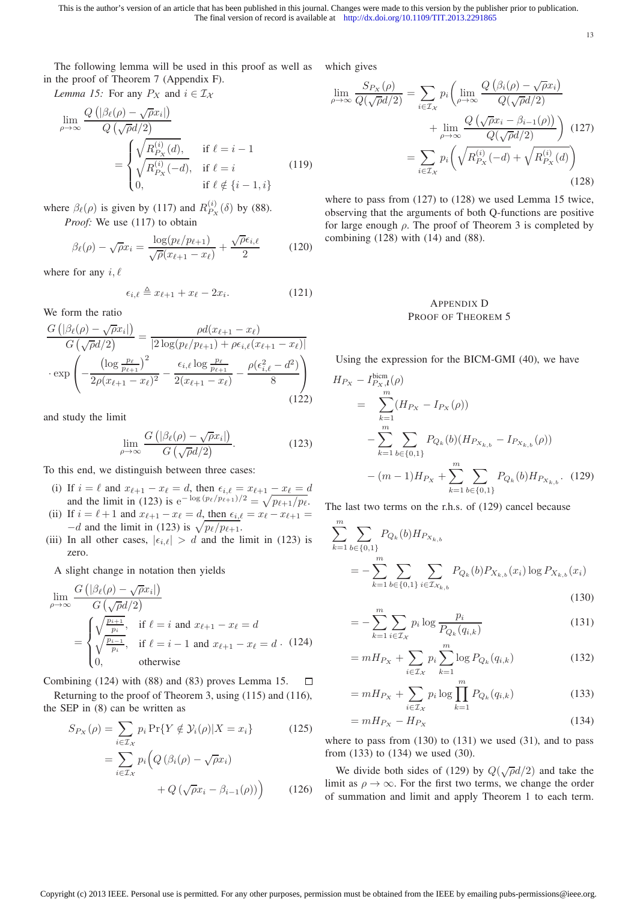The following lemma will be used in this proof as well as in the proof of Theorem 7 (Appendix F).

*Lemma 15:* For any $P_X$ and $i \in \mathcal{I}_\mathcal{X}$

$$
\lim_{\rho\to\infty} \frac{Q\left(|\beta_\ell(\rho) - \sqrt{\rho}x_i|\right)}{Q\left(\sqrt{\rho}d/2\right)} = \begin{cases} \sqrt{R_{P_X}^{(i)}(d)}, & \text{if } \ell = i-1 \\ \sqrt{R_{P_X}^{(i)}(-d)}, & \text{if } \ell = i \\ 0, & \text{if } \ell \notin \{i-1, i\} \end{cases} \tag{119}
$$

where $\beta_\ell(\rho)$ is given by (117) and $R_{P_X}^{(i)}(\delta)$ by (88).

*Proof:* We use (117) to obtain

$$
\beta_\ell(\rho) - \sqrt{\rho}x_i = \frac{\log(p_\ell/p_{\ell+1})}{\sqrt{\rho}(x_{\ell+1}-x_\ell)} + \frac{\sqrt{\rho}\epsilon_{i,\ell}}{2} \tag{120}
$$

where for any $i, \ell$

$$
\epsilon_{i,\ell} \triangleq x_{\ell+1} + x_\ell - 2x_i. \tag{121}
$$

We form the ratio

$$
\frac{G\left(|\beta_\ell(\rho) - \sqrt{\rho}x_i|\right)}{G\left(\sqrt{\rho}d/2\right)} = \frac{\rho d(x_{\ell+1}-x_\ell)}{|2\log(p_\ell/p_{\ell+1}) + \rho\epsilon_{i,\ell}(x_{\ell+1}-x_\ell)|} \cdot \exp\left(-\frac{\left(\log\frac{p_\ell}{p_{\ell+1}}\right)^2}{2\rho(x_{\ell+1}-x_\ell)^2} - \frac{\epsilon_{i,\ell}\log\frac{p_\ell}{p_{\ell+1}}}{2(x_{\ell+1}-x_\ell)} - \frac{\rho(\epsilon_{i,\ell}^2 - d^2)}{8}\right) \tag{122}
$$

and study the limit

$$
\lim_{\rho\to\infty} \frac{G\left(|\beta_\ell(\rho) - \sqrt{\rho}x_i|\right)}{G\left(\sqrt{\rho}d/2\right)}. \tag{123}
$$

To this end, we distinguish between three cases:

(i) If $i = \ell$ and $x_{\ell+1} - x_\ell = d$, then $\epsilon_{i,\ell} = x_{\ell+1} - x_\ell = d$ and the limit in (123) is $\mathrm{e}^{-\log(p_\ell/p_{\ell+1})/2} = \sqrt{p_{\ell+1}/p_\ell}$.

(ii) If $i = \ell+1$ and $x_{\ell+1} - x_\ell = d$, then $\epsilon_{i,\ell} = x_\ell - x_{\ell+1} = -d$ and the limit in (123) is $\sqrt{p_\ell/p_{\ell+1}}$.

(iii) In all other cases, $|\epsilon_{i,\ell}| > d$ and the limit in (123) is zero.

A slight change in notation then yields

$$
\lim_{\rho\to\infty} \frac{G\left(|\beta_\ell(\rho) - \sqrt{\rho}x_i|\right)}{G\left(\sqrt{\rho}d/2\right)} = \begin{cases} \sqrt{\frac{p_{i+1}}{p_i}}, & \text{if } \ell = i \text{ and } x_{\ell+1} - x_\ell = d \\ \sqrt{\frac{p_{i-1}}{p_i}}, & \text{if } \ell = i-1 \text{ and } x_{\ell+1} - x_\ell = d \\ 0, & \text{otherwise} \end{cases}. \tag{124}
$$

Combining (124) with (88) and (83) proves Lemma 15. ∎

Returning to the proof of Theorem 3, using (115) and (116), the SEP in (8) can be written as

$$
\begin{aligned}
S_{P_X}(\rho) &= \sum_{i\in\mathcal{I}_\mathcal{X}} p_i \Pr\{Y \notin \mathcal{Y}_i(\rho) | X = x_i\} &(125)\\
&= \sum_{i\in\mathcal{I}_\mathcal{X}} p_i \Big(Q\left(\beta_i(\rho) - \sqrt{\rho}x_i\right) + Q\left(\sqrt{\rho}x_i - \beta_{i-1}(\rho)\right)\Big) &(126)
\end{aligned}
$$

which gives

$$
\begin{aligned}
\lim_{\rho\to\infty} \frac{S_{P_X}(\rho)}{Q(\sqrt{\rho}d/2)} &= \sum_{i\in\mathcal{I}_\mathcal{X}} p_i \bigg(\lim_{\rho\to\infty} \frac{Q\left(\beta_i(\rho) - \sqrt{\rho}x_i\right)}{Q(\sqrt{\rho}d/2)} + \lim_{\rho\to\infty} \frac{Q\left(\sqrt{\rho}x_i - \beta_{i-1}(\rho)\right)}{Q(\sqrt{\rho}d/2)}\bigg) &(127)\\
&= \sum_{i\in\mathcal{I}_\mathcal{X}} p_i \bigg(\sqrt{R_{P_X}^{(i)}(-d)} + \sqrt{R_{P_X}^{(i)}(d)}\bigg) &(128)
\end{aligned}
$$

where to pass from (127) to (128) we used Lemma 15 twice, observing that the arguments of both Q-functions are positive for large enough $\rho$. The proof of Theorem 3 is completed by combining (128) with (14) and (88).

## Appendix D
## Proof of Theorem 5

Using the expression for the BICM-GMI (40), we have

$$
\begin{aligned}
H_{P_X} - I_{P_X,\boldsymbol{l}}^{\mathrm{bicm}}(\rho) &= \sum_{k=1}^m (H_{P_X} - I_{P_X}(\rho)) \\
&\quad - \sum_{k=1}^m \sum_{b\in\{0,1\}} P_{Q_k}(b)(H_{P_{X_{k,b}}} - I_{P_{X_{k,b}}}(\rho)) \\
&\quad - (m-1)H_{P_X} + \sum_{k=1}^m \sum_{b\in\{0,1\}} P_{Q_k}(b) H_{P_{X_{k,b}}}. &(129)
\end{aligned}
$$

The last two terms on the r.h.s. of (129) cancel because

$$
\begin{aligned}
\sum_{k=1}^m \sum_{b\in\{0,1\}} P_{Q_k}(b) H_{P_{X_{k,b}}} &= -\sum_{k=1}^m \sum_{b\in\{0,1\}} \sum_{i\in\mathcal{I}_{\mathcal{X}_{k,b}}} P_{Q_k}(b) P_{X_{k,b}}(x_i) \log P_{X_{k,b}}(x_i) &(130)\\
&= -\sum_{k=1}^m \sum_{i\in\mathcal{I}_\mathcal{X}} p_i \log\frac{p_i}{P_{Q_k}(q_{i,k})} &(131)\\
&= mH_{P_X} + \sum_{i\in\mathcal{I}_\mathcal{X}} p_i \sum_{k=1}^m \log P_{Q_k}(q_{i,k}) &(132)\\
&= mH_{P_X} + \sum_{i\in\mathcal{I}_\mathcal{X}} p_i \log \prod_{k=1}^m P_{Q_k}(q_{i,k}) &(133)\\
&= mH_{P_X} - H_{P_X} &(134)
\end{aligned}
$$

where to pass from (130) to (131) we used (31), and to pass from (133) to (134) we used (30).

We divide both sides of (129) by $Q(\sqrt{\rho}d/2)$ and take the limit as $\rho \to \infty$. For the first two terms, we change the order of summation and limit and apply Theorem 1 to each term.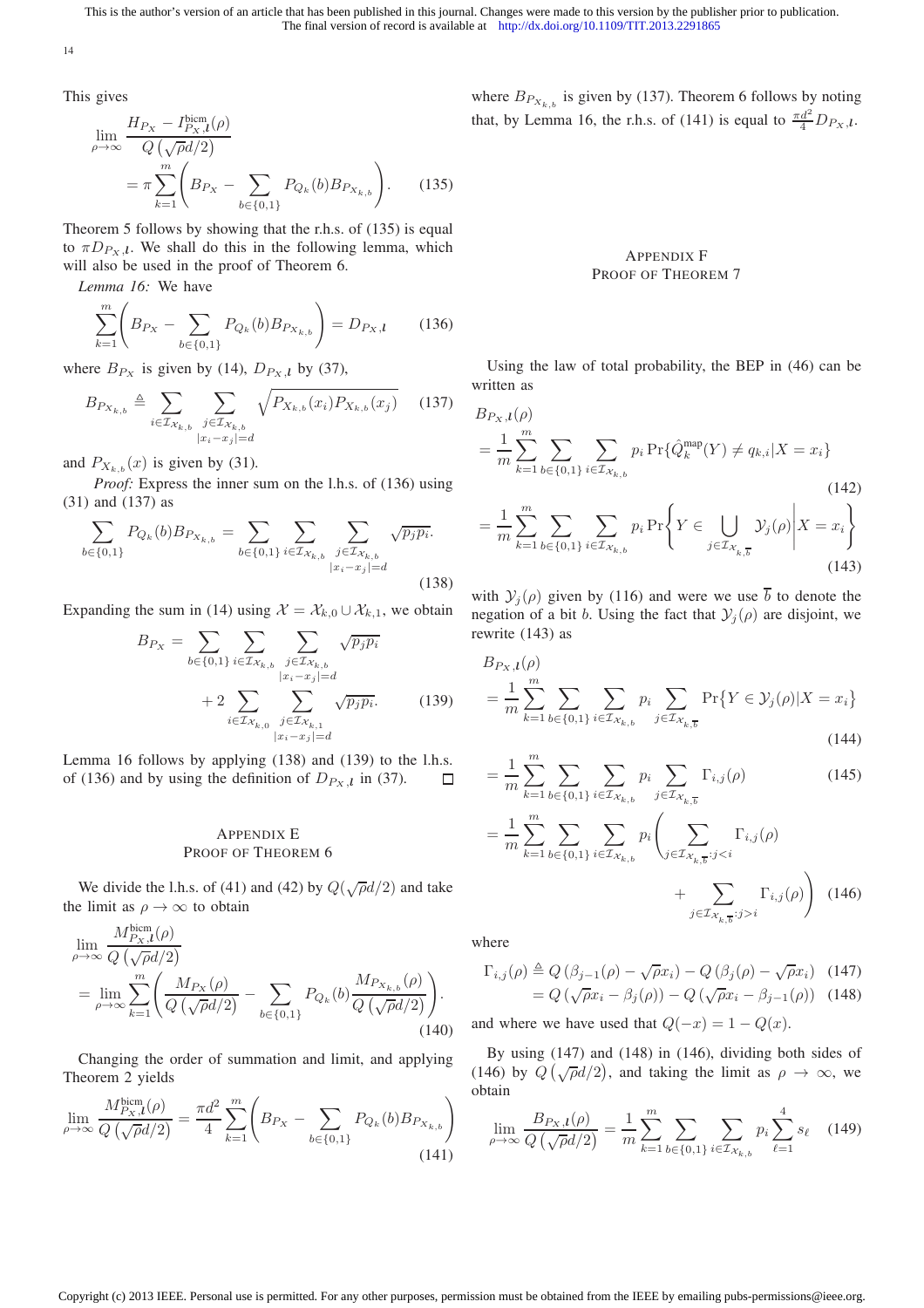This gives

$$\lim_{\rho\to\infty} \frac{H_{P_X} - I^{\text{bicm}}_{P_X,\boldsymbol{\iota}}(\rho)}{Q\left(\sqrt{\rho}d/2\right)} = \pi \sum_{k=1}^{m} \left( B_{P_X} - \sum_{b\in\{0,1\}} P_{Q_k}(b) B_{P_{X_{k,b}}} \right). \tag{135}$$

Theorem 5 follows by showing that the r.h.s. of (135) is equal to $\pi D_{P_X,\boldsymbol{\iota}}$. We shall do this in the following lemma, which will also be used in the proof of Theorem 6.

*Lemma 16:* We have

$$\sum_{k=1}^{m} \left( B_{P_X} - \sum_{b\in\{0,1\}} P_{Q_k}(b) B_{P_{X_{k,b}}} \right) = D_{P_X,\boldsymbol{\iota}} \tag{136}$$

where $B_{P_X}$ is given by (14), $D_{P_X,\boldsymbol{\iota}}$ by (37),

$$B_{P_{X_{k,b}}} \triangleq \sum_{i\in\mathcal{I}_{\mathcal{X}_{k,b}}} \sum_{\substack{j\in\mathcal{I}_{\mathcal{X}_{k,b}} \\ |x_i - x_j| = d}} \sqrt{P_{X_{k,b}}(x_i) P_{X_{k,b}}(x_j)} \tag{137}$$

and $P_{X_{k,b}}(x)$ is given by (31).

*Proof:* Express the inner sum on the l.h.s. of (136) using (31) and (137) as

$$\sum_{b\in\{0,1\}} P_{Q_k}(b) B_{P_{X_{k,b}}} = \sum_{b\in\{0,1\}} \sum_{i\in\mathcal{I}_{\mathcal{X}_{k,b}}} \sum_{\substack{j\in\mathcal{I}_{\mathcal{X}_{k,b}} \\ |x_i - x_j| = d}} \sqrt{p_j p_i}. \tag{138}$$

Expanding the sum in (14) using $\mathcal{X} = \mathcal{X}_{k,0} \cup \mathcal{X}_{k,1}$, we obtain

$$B_{P_X} = \sum_{b\in\{0,1\}} \sum_{i\in\mathcal{I}_{\mathcal{X}_{k,b}}} \sum_{\substack{j\in\mathcal{I}_{\mathcal{X}_{k,b}} \\ |x_i - x_j| = d}} \sqrt{p_j p_i} + 2 \sum_{i\in\mathcal{I}_{\mathcal{X}_{k,0}}} \sum_{\substack{j\in\mathcal{I}_{\mathcal{X}_{k,1}} \\ |x_i - x_j| = d}} \sqrt{p_j p_i}. \tag{139}$$

Lemma 16 follows by applying (138) and (139) to the l.h.s. of (136) and by using the definition of $D_{P_X,\boldsymbol{\iota}}$ in (37). □

## Appendix E
## Proof of Theorem 6

We divide the l.h.s. of (41) and (42) by $Q(\sqrt{\rho}d/2)$ and take the limit as $\rho \to \infty$ to obtain

$$\lim_{\rho\to\infty} \frac{M^{\text{bicm}}_{P_X,\boldsymbol{\iota}}(\rho)}{Q\left(\sqrt{\rho}d/2\right)} = \lim_{\rho\to\infty} \sum_{k=1}^{m} \left( \frac{M_{P_X}(\rho)}{Q\left(\sqrt{\rho}d/2\right)} - \sum_{b\in\{0,1\}} P_{Q_k}(b) \frac{M_{P_{X_{k,b}}}(\rho)}{Q\left(\sqrt{\rho}d/2\right)} \right). \tag{140}$$

Changing the order of summation and limit, and applying Theorem 2 yields

$$\lim_{\rho\to\infty} \frac{M^{\text{bicm}}_{P_X,\boldsymbol{\iota}}(\rho)}{Q\left(\sqrt{\rho}d/2\right)} = \frac{\pi d^2}{4} \sum_{k=1}^{m} \left( B_{P_X} - \sum_{b\in\{0,1\}} P_{Q_k}(b) B_{P_{X_{k,b}}} \right) \tag{141}$$

where $B_{P_{X_{k,b}}}$ is given by (137). Theorem 6 follows by noting that, by Lemma 16, the r.h.s. of (141) is equal to $\frac{\pi d^2}{4} D_{P_X,\boldsymbol{\iota}}$.

## Appendix F
## Proof of Theorem 7

Using the law of total probability, the BEP in (46) can be written as

$$\begin{aligned} B_{P_X,\boldsymbol{\iota}}(\rho) &= \frac{1}{m} \sum_{k=1}^{m} \sum_{b\in\{0,1\}} \sum_{i\in\mathcal{I}_{\mathcal{X}_{k,b}}} p_i \Pr\{\hat{Q}^{\text{map}}_k(Y) \neq q_{k,i} | X = x_i\} && (142) \\ &= \frac{1}{m} \sum_{k=1}^{m} \sum_{b\in\{0,1\}} \sum_{i\in\mathcal{I}_{\mathcal{X}_{k,b}}} p_i \Pr\left\{ Y \in \bigcup_{j\in\mathcal{I}_{\mathcal{X}_{k,\overline{b}}}} \mathcal{Y}_j(\rho) \middle| X = x_i \right\} && (143) \end{aligned}$$

with $\mathcal{Y}_j(\rho)$ given by (116) and were we use $\overline{b}$ to denote the negation of a bit $b$. Using the fact that $\mathcal{Y}_j(\rho)$ are disjoint, we rewrite (143) as

$$\begin{aligned} B_{P_X,\boldsymbol{\iota}}(\rho) &= \frac{1}{m} \sum_{k=1}^{m} \sum_{b\in\{0,1\}} \sum_{i\in\mathcal{I}_{\mathcal{X}_{k,b}}} p_i \sum_{j\in\mathcal{I}_{\mathcal{X}_{k,\overline{b}}}} \Pr\{Y \in \mathcal{Y}_j(\rho) | X = x_i\} && (144) \\ &= \frac{1}{m} \sum_{k=1}^{m} \sum_{b\in\{0,1\}} \sum_{i\in\mathcal{I}_{\mathcal{X}_{k,b}}} p_i \sum_{j\in\mathcal{I}_{\mathcal{X}_{k,\overline{b}}}} \Gamma_{i,j}(\rho) && (145) \\ &= \frac{1}{m} \sum_{k=1}^{m} \sum_{b\in\{0,1\}} \sum_{i\in\mathcal{I}_{\mathcal{X}_{k,b}}} p_i \left( \sum_{j\in\mathcal{I}_{\mathcal{X}_{k,\overline{b}}} : j<i} \Gamma_{i,j}(\rho) + \sum_{j\in\mathcal{I}_{\mathcal{X}_{k,\overline{b}}} : j>i} \Gamma_{i,j}(\rho) \right) && (146) \end{aligned}$$

where

$$\begin{aligned} \Gamma_{i,j}(\rho) &\triangleq Q\left(\beta_{j-1}(\rho) - \sqrt{\rho}x_i\right) - Q\left(\beta_j(\rho) - \sqrt{\rho}x_i\right) && (147) \\ &= Q\left(\sqrt{\rho}x_i - \beta_j(\rho)\right) - Q\left(\sqrt{\rho}x_i - \beta_{j-1}(\rho)\right) && (148) \end{aligned}$$

and where we have used that $Q(-x) = 1 - Q(x)$.

By using (147) and (148) in (146), dividing both sides of (146) by $Q\left(\sqrt{\rho}d/2\right)$, and taking the limit as $\rho \to \infty$, we obtain

$$\lim_{\rho\to\infty} \frac{B_{P_X,\boldsymbol{\iota}}(\rho)}{Q\left(\sqrt{\rho}d/2\right)} = \frac{1}{m} \sum_{k=1}^{m} \sum_{b\in\{0,1\}} \sum_{i\in\mathcal{I}_{\mathcal{X}_{k,b}}} p_i \sum_{\ell=1}^{4} s_\ell \tag{149}$$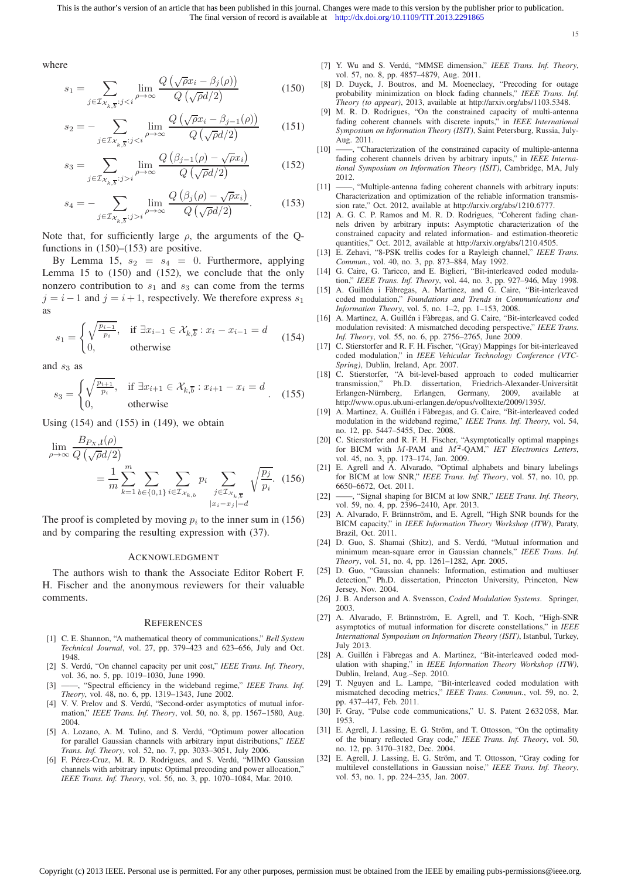where

$$s_1 = \sum_{j \in \mathcal{I}_{\mathcal{X}_{k,\overline{b}}}: j < i} \lim_{\rho \to \infty} \frac{Q\left(\sqrt{\rho} x_i - \beta_j(\rho)\right)}{Q\left(\sqrt{\rho} d/2\right)} \tag{150}$$

$$s_2 = -\sum_{j \in \mathcal{I}_{\mathcal{X}_{k,\overline{b}}}: j < i} \lim_{\rho \to \infty} \frac{Q\left(\sqrt{\rho} x_i - \beta_{j-1}(\rho)\right)}{Q\left(\sqrt{\rho} d/2\right)} \tag{151}$$

$$s_3 = \sum_{j \in \mathcal{I}_{\mathcal{X}_{k,\overline{b}}}: j > i} \lim_{\rho \to \infty} \frac{Q\left(\beta_{j-1}(\rho) - \sqrt{\rho} x_i\right)}{Q\left(\sqrt{\rho} d/2\right)} \tag{152}$$

$$s_4 = -\sum_{j \in \mathcal{I}_{\mathcal{X}_{k,\overline{b}}}: j > i} \lim_{\rho \to \infty} \frac{Q\left(\beta_j(\rho) - \sqrt{\rho} x_i\right)}{Q\left(\sqrt{\rho} d/2\right)}. \tag{153}$$

Note that, for sufficiently large $\rho$, the arguments of the Q-functions in (150)–(153) are positive.

By Lemma 15, $s_2 = s_4 = 0$. Furthermore, applying Lemma 15 to (150) and (152), we conclude that the only nonzero contribution to $s_1$ and $s_3$ can come from the terms $j = i-1$ and $j = i+1$, respectively. We therefore express $s_1$ as

$$s_1 = \begin{cases} \sqrt{\frac{p_{i-1}}{p_i}}, & \text{if } \exists x_{i-1} \in \mathcal{X}_{k,\overline{b}} : x_i - x_{i-1} = d \\ 0, & \text{otherwise} \end{cases} \tag{154}$$

and $s_3$ as

$$s_3 = \begin{cases} \sqrt{\frac{p_{i+1}}{p_i}}, & \text{if } \exists x_{i+1} \in \mathcal{X}_{k,\overline{b}} : x_{i+1} - x_i = d \\ 0, & \text{otherwise} \end{cases}. \tag{155}$$

Using (154) and (155) in (149), we obtain

$$\lim_{\rho \to \infty} \frac{B_{P_X, \boldsymbol{L}}(\rho)}{Q\left(\sqrt{\rho} d/2\right)} = \frac{1}{m} \sum_{k=1}^{m} \sum_{b \in \{0,1\}} \sum_{i \in \mathcal{I}_{\mathcal{X}_{k,b}}} p_i \sum_{\substack{j \in \mathcal{I}_{\mathcal{X}_{k,\overline{b}}} \\ |x_i - x_j| = d}} \sqrt{\frac{p_j}{p_i}}. \tag{156}$$

The proof is completed by moving $p_i$ to the inner sum in (156) and by comparing the resulting expression with (37).

## Acknowledgment

The authors wish to thank the Associate Editor Robert F. H. Fischer and the anonymous reviewers for their valuable comments.

## References

[1] C. E. Shannon, "A mathematical theory of communications," *Bell System Technical Journal*, vol. 27, pp. 379–423 and 623–656, July and Oct. 1948.

[2] S. Verdú, "On channel capacity per unit cost," *IEEE Trans. Inf. Theory*, vol. 36, no. 5, pp. 1019–1030, June 1990.

[3] ——, "Spectral efficiency in the wideband regime," *IEEE Trans. Inf. Theory*, vol. 48, no. 6, pp. 1319–1343, June 2002.

[4] V. V. Prelov and S. Verdú, "Second-order asymptotics of mutual information," *IEEE Trans. Inf. Theory*, vol. 50, no. 8, pp. 1567–1580, Aug. 2004.

[5] A. Lozano, A. M. Tulino, and S. Verdú, "Optimum power allocation for parallel Gaussian channels with arbitrary input distributions," *IEEE Trans. Inf. Theory*, vol. 52, no. 7, pp. 3033–3051, July 2006.

[6] F. Pérez-Cruz, M. R. D. Rodrigues, and S. Verdú, "MIMO Gaussian channels with arbitrary inputs: Optimal precoding and power allocation," *IEEE Trans. Inf. Theory*, vol. 56, no. 3, pp. 1070–1084, Mar. 2010.

[7] Y. Wu and S. Verdú, "MMSE dimension," *IEEE Trans. Inf. Theory*, vol. 57, no. 8, pp. 4857–4879, Aug. 2011.

[8] D. Duyck, J. Boutros, and M. Moeneclaey, "Precoding for outage probability minimization on block fading channels," *IEEE Trans. Inf. Theory (to appear)*, 2013, available at http://arxiv.org/abs/1103.5348.

[9] M. R. D. Rodrigues, "On the constrained capacity of multi-antenna fading coherent channels with discrete inputs," in *IEEE International Symposium on Information Theory (ISIT)*, Saint Petersburg, Russia, July-Aug. 2011.

[10] ——, "Characterization of the constrained capacity of multiple-antenna fading coherent channels driven by arbitrary inputs," in *IEEE International Symposium on Information Theory (ISIT)*, Cambridge, MA, July 2012.

[11] ——, "Multiple-antenna fading coherent channels with arbitrary inputs: Characterization and optimization of the reliable information transmission rate," Oct. 2012, available at http://arxiv.org/abs/1210.6777.

[12] A. G. C. P. Ramos and M. R. D. Rodrigues, "Coherent fading channels driven by arbitrary inputs: Asymptotic characterization of the constrained capacity and related information- and estimation-theoretic quantities," Oct. 2012, available at http://arxiv.org/abs/1210.4505.

[13] E. Zehavi, "8-PSK trellis codes for a Rayleigh channel," *IEEE Trans. Commun.*, vol. 40, no. 3, pp. 873–884, May 1992.

[14] G. Caire, G. Taricco, and E. Biglieri, "Bit-interleaved coded modulation," *IEEE Trans. Inf. Theory*, vol. 44, no. 3, pp. 927–946, May 1998.

[15] A. Guillén i Fàbregas, A. Martinez, and G. Caire, "Bit-interleaved coded modulation," *Foundations and Trends in Communications and Information Theory*, vol. 5, no. 1–2, pp. 1–153, 2008.

[16] A. Martinez, A. Guillén i Fàbregas, and G. Caire, "Bit-interleaved coded modulation revisited: A mismatched decoding perspective," *IEEE Trans. Inf. Theory*, vol. 55, no. 6, pp. 2756–2765, June 2009.

[17] C. Stierstorfer and R. F. H. Fischer, "(Gray) Mappings for bit-interleaved coded modulation," in *IEEE Vehicular Technology Conference (VTC-Spring)*, Dublin, Ireland, Apr. 2007.

[18] C. Stierstorfer, "A bit-level-based approach to coded multicarrier transmission," Ph.D. dissertation, Friedrich-Alexander-Universität Erlangen-Nürnberg, Erlangen, Germany, 2009, available at http://www.opus.ub.uni-erlangen.de/opus/volltexte/2009/1395/.

[19] A. Martinez, A. Guillén i Fàbregas, and G. Caire, "Bit-interleaved coded modulation in the wideband regime," *IEEE Trans. Inf. Theory*, vol. 54, no. 12, pp. 5447–5455, Dec. 2008.

[20] C. Stierstorfer and R. F. H. Fischer, "Asymptotically optimal mappings for BICM with $M$-PAM and $M^2$-QAM," *IET Electronics Letters*, vol. 45, no. 3, pp. 173–174, Jan. 2009.

[21] E. Agrell and A. Alvarado, "Optimal alphabets and binary labelings for BICM at low SNR," *IEEE Trans. Inf. Theory*, vol. 57, no. 10, pp. 6650–6672, Oct. 2011.

[22] ——, "Signal shaping for BICM at low SNR," *IEEE Trans. Inf. Theory*, vol. 59, no. 4, pp. 2396–2410, Apr. 2013.

[23] A. Alvarado, F. Brännström, and E. Agrell, "High SNR bounds for the BICM capacity," in *IEEE Information Theory Workshop (ITW)*, Paraty, Brazil, Oct. 2011.

[24] D. Guo, S. Shamai (Shitz), and S. Verdú, "Mutual information and minimum mean-square error in Gaussian channels," *IEEE Trans. Inf. Theory*, vol. 51, no. 4, pp. 1261–1282, Apr. 2005.

[25] D. Guo, "Gaussian channels: Information, estimation and multiuser detection," Ph.D. dissertation, Princeton University, Princeton, New Jersey, Nov. 2004.

[26] J. B. Anderson and A. Svensson, *Coded Modulation Systems*. Springer, 2003.

[27] A. Alvarado, F. Brännström, E. Agrell, and T. Koch, "High-SNR asymptotics of mutual information for discrete constellations," in *IEEE International Symposium on Information Theory (ISIT)*, Istanbul, Turkey, July 2013.

[28] A. Guillén i Fàbregas and A. Martinez, "Bit-interleaved coded modulation with shaping," in *IEEE Information Theory Workshop (ITW)*, Dublin, Ireland, Aug.–Sep. 2010.

[29] T. Nguyen and L. Lampe, "Bit-interleaved coded modulation with mismatched decoding metrics," *IEEE Trans. Commun.*, vol. 59, no. 2, pp. 437–447, Feb. 2011.

[30] F. Gray, "Pulse code communications," U. S. Patent 2 632 058, Mar. 1953.

[31] E. Agrell, J. Lassing, E. G. Ström, and T. Ottosson, "On the optimality of the binary reflected Gray code," *IEEE Trans. Inf. Theory*, vol. 50, no. 12, pp. 3170–3182, Dec. 2004.

[32] E. Agrell, J. Lassing, E. G. Ström, and T. Ottosson, "Gray coding for multilevel constellations in Gaussian noise," *IEEE Trans. Inf. Theory*, vol. 53, no. 1, pp. 224–235, Jan. 2007.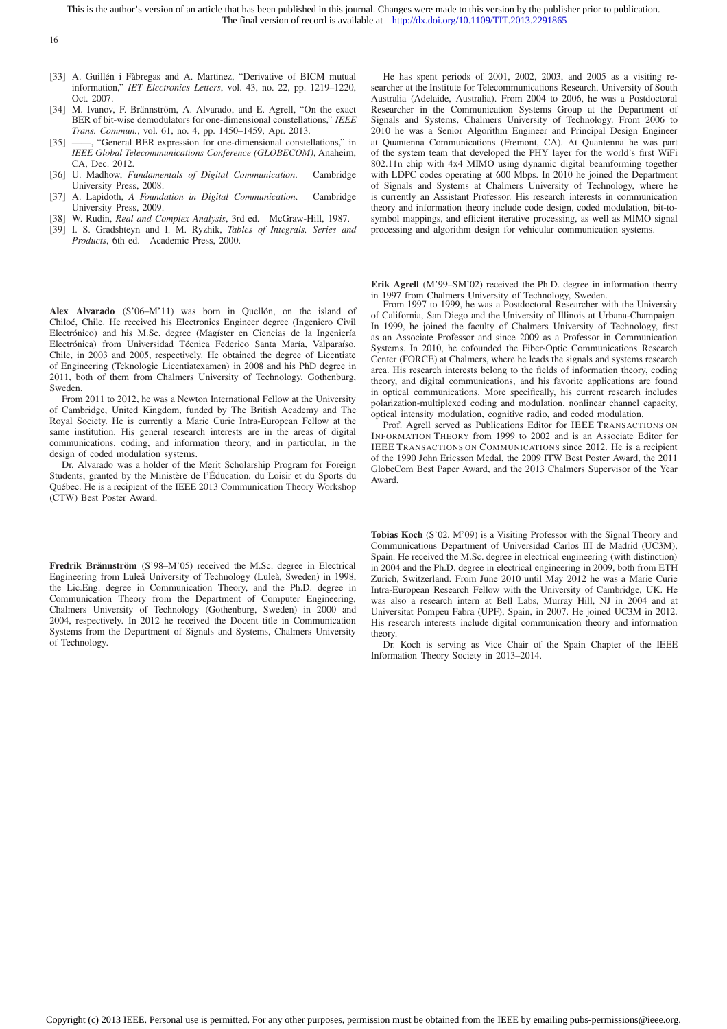[33] A. Guillén i Fàbregas and A. Martinez, "Derivative of BICM mutual information," *IET Electronics Letters*, vol. 43, no. 22, pp. 1219–1220, Oct. 2007.

[34] M. Ivanov, F. Brännström, A. Alvarado, and E. Agrell, "On the exact BER of bit-wise demodulators for one-dimensional constellations," *IEEE Trans. Commun.*, vol. 61, no. 4, pp. 1450–1459, Apr. 2013.

[35] ——, "General BER expression for one-dimensional constellations," in *IEEE Global Telecommunications Conference (GLOBECOM)*, Anaheim, CA, Dec. 2012.

[36] U. Madhow, *Fundamentals of Digital Communication*. Cambridge University Press, 2008.

[37] A. Lapidoth, *A Foundation in Digital Communication*. Cambridge University Press, 2009.

[38] W. Rudin, *Real and Complex Analysis*, 3rd ed. McGraw-Hill, 1987.

[39] I. S. Gradshteyn and I. M. Ryzhik, *Tables of Integrals, Series and Products*, 6th ed. Academic Press, 2000.

**Alex Alvarado** (S'06–M'11) was born in Quellón, on the island of Chiloé, Chile. He received his Electronics Engineer degree (Ingeniero Civil Electrónico) and his M.Sc. degree (Magíster en Ciencias de la Ingeniería Electrónica) from Universidad Técnica Federico Santa María, Valparaíso, Chile, in 2003 and 2005, respectively. He obtained the degree of Licentiate of Engineering (Teknologie Licentiatexamen) in 2008 and his PhD degree in 2011, both of them from Chalmers University of Technology, Gothenburg, Sweden.

From 2011 to 2012, he was a Newton International Fellow at the University of Cambridge, United Kingdom, funded by The British Academy and The Royal Society. He is currently a Marie Curie Intra-European Fellow at the same institution. His general research interests are in the areas of digital communications, coding, and information theory, and in particular, in the design of coded modulation systems.

Dr. Alvarado was a holder of the Merit Scholarship Program for Foreign Students, granted by the Ministère de l'Éducation, du Loisir et du Sports du Québec. He is a recipient of the IEEE 2013 Communication Theory Workshop (CTW) Best Poster Award.

**Fredrik Brännström** (S'98–M'05) received the M.Sc. degree in Electrical Engineering from Luleå University of Technology (Luleå, Sweden) in 1998, the Lic.Eng. degree in Communication Theory, and the Ph.D. degree in Communication Theory from the Department of Computer Engineering, Chalmers University of Technology (Gothenburg, Sweden) in 2000 and 2004, respectively. In 2012 he received the Docent title in Communication Systems from the Department of Signals and Systems, Chalmers University of Technology.

He has spent periods of 2001, 2002, 2003, and 2005 as a visiting researcher at the Institute for Telecommunications Research, University of South Australia (Adelaide, Australia). From 2004 to 2006, he was a Postdoctoral Researcher in the Communication Systems Group at the Department of Signals and Systems, Chalmers University of Technology. From 2006 to 2010 he was a Senior Algorithm Engineer and Principal Design Engineer at Quantenna Communications (Fremont, CA). At Quantenna he was part of the system team that developed the PHY layer for the world's first WiFi 802.11n chip with 4x4 MIMO using dynamic digital beamforming together with LDPC codes operating at 600 Mbps. In 2010 he joined the Department of Signals and Systems at Chalmers University of Technology, where he is currently an Assistant Professor. His research interests in communication theory and information theory include code design, coded modulation, bit-to-symbol mappings, and efficient iterative processing, as well as MIMO signal processing and algorithm design for vehicular communication systems.

**Erik Agrell** (M'99–SM'02) received the Ph.D. degree in information theory in 1997 from Chalmers University of Technology, Sweden.

From 1997 to 1999, he was a Postdoctoral Researcher with the University of California, San Diego and the University of Illinois at Urbana-Champaign. In 1999, he joined the faculty of Chalmers University of Technology, first as an Associate Professor and since 2009 as a Professor in Communication Systems. In 2010, he cofounded the Fiber-Optic Communications Research Center (FORCE) at Chalmers, where he leads the signals and systems research area. His research interests belong to the fields of information theory, coding theory, and digital communications, and his favorite applications are found in optical communications. More specifically, his current research includes polarization-multiplexed coding and modulation, nonlinear channel capacity, optical intensity modulation, cognitive radio, and coded modulation.

Prof. Agrell served as Publications Editor for IEEE TRANSACTIONS ON INFORMATION THEORY from 1999 to 2002 and is an Associate Editor for IEEE TRANSACTIONS ON COMMUNICATIONS since 2012. He is a recipient of the 1990 John Ericsson Medal, the 2009 ITW Best Poster Award, the 2011 GlobeCom Best Paper Award, and the 2013 Chalmers Supervisor of the Year Award.

**Tobias Koch** (S'02, M'09) is a Visiting Professor with the Signal Theory and Communications Department of Universidad Carlos III de Madrid (UC3M), Spain. He received the M.Sc. degree in electrical engineering (with distinction) in 2004 and the Ph.D. degree in electrical engineering in 2009, both from ETH Zurich, Switzerland. From June 2010 until May 2012 he was a Marie Curie Intra-European Research Fellow with the University of Cambridge, UK. He was also a research intern at Bell Labs, Murray Hill, NJ in 2004 and at Universitat Pompeu Fabra (UPF), Spain, in 2007. He joined UC3M in 2012. His research interests include digital communication theory and information theory.

Dr. Koch is serving as Vice Chair of the Spain Chapter of the IEEE Information Theory Society in 2013–2014.